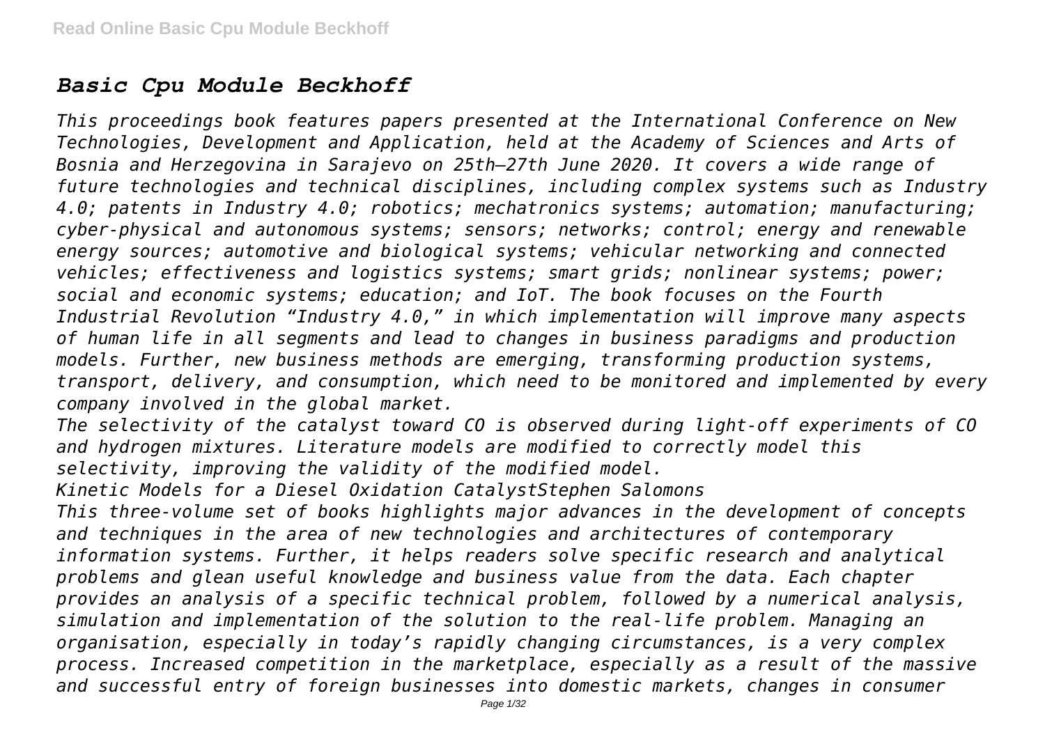## *Basic Cpu Module Beckhoff*

*This proceedings book features papers presented at the International Conference on New Technologies, Development and Application, held at the Academy of Sciences and Arts of Bosnia and Herzegovina in Sarajevo on 25th–27th June 2020. It covers a wide range of future technologies and technical disciplines, including complex systems such as Industry 4.0; patents in Industry 4.0; robotics; mechatronics systems; automation; manufacturing; cyber-physical and autonomous systems; sensors; networks; control; energy and renewable energy sources; automotive and biological systems; vehicular networking and connected vehicles; effectiveness and logistics systems; smart grids; nonlinear systems; power; social and economic systems; education; and IoT. The book focuses on the Fourth Industrial Revolution "Industry 4.0," in which implementation will improve many aspects of human life in all segments and lead to changes in business paradigms and production models. Further, new business methods are emerging, transforming production systems, transport, delivery, and consumption, which need to be monitored and implemented by every company involved in the global market.*

*The selectivity of the catalyst toward CO is observed during light-off experiments of CO and hydrogen mixtures. Literature models are modified to correctly model this selectivity, improving the validity of the modified model.*

*Kinetic Models for a Diesel Oxidation CatalystStephen Salomons*

*This three-volume set of books highlights major advances in the development of concepts and techniques in the area of new technologies and architectures of contemporary information systems. Further, it helps readers solve specific research and analytical problems and glean useful knowledge and business value from the data. Each chapter provides an analysis of a specific technical problem, followed by a numerical analysis, simulation and implementation of the solution to the real-life problem. Managing an organisation, especially in today's rapidly changing circumstances, is a very complex process. Increased competition in the marketplace, especially as a result of the massive and successful entry of foreign businesses into domestic markets, changes in consumer*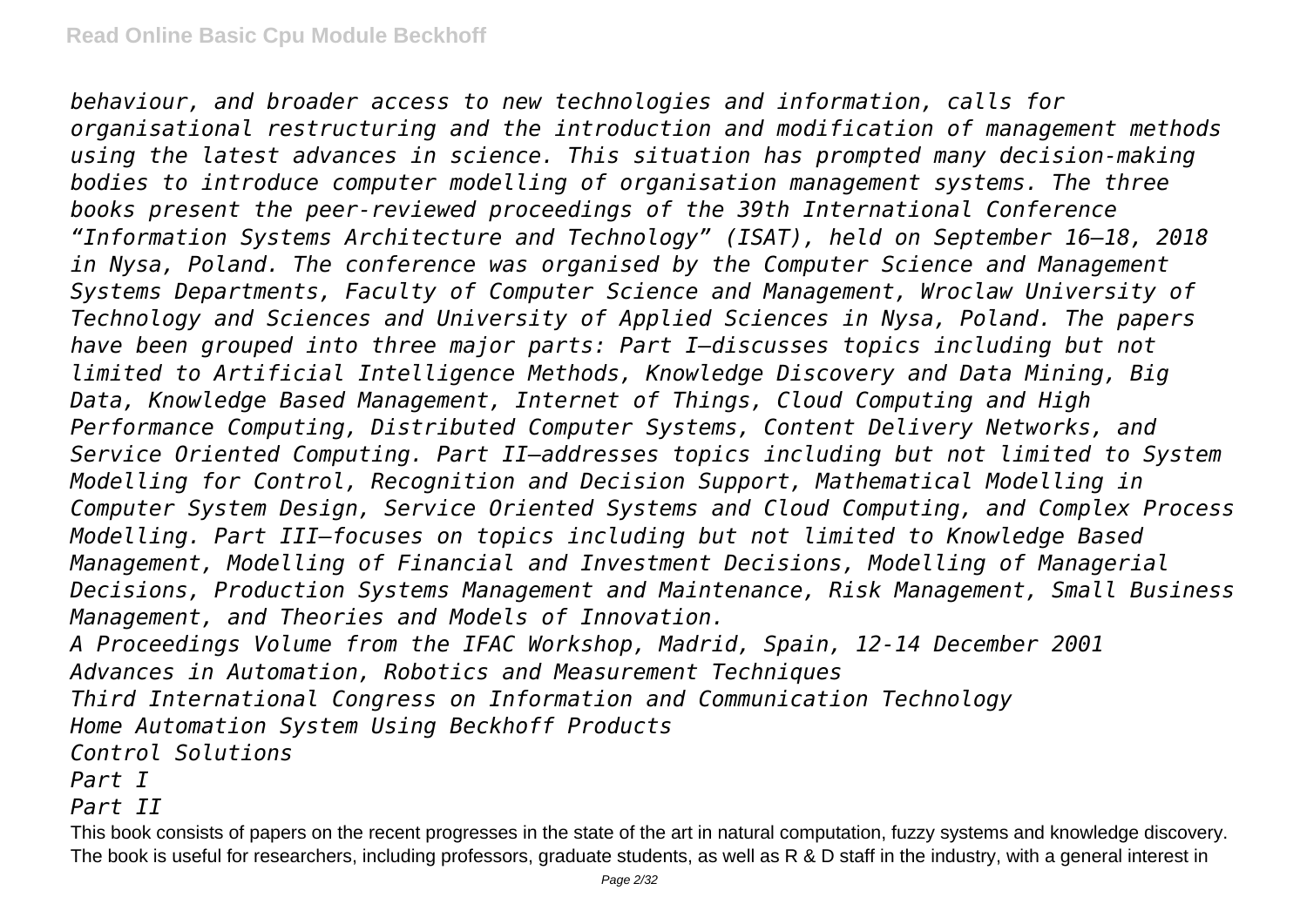*behaviour, and broader access to new technologies and information, calls for organisational restructuring and the introduction and modification of management methods using the latest advances in science. This situation has prompted many decision-making bodies to introduce computer modelling of organisation management systems. The three books present the peer-reviewed proceedings of the 39th International Conference "Information Systems Architecture and Technology" (ISAT), held on September 16–18, 2018 in Nysa, Poland. The conference was organised by the Computer Science and Management Systems Departments, Faculty of Computer Science and Management, Wroclaw University of Technology and Sciences and University of Applied Sciences in Nysa, Poland. The papers have been grouped into three major parts: Part I—discusses topics including but not limited to Artificial Intelligence Methods, Knowledge Discovery and Data Mining, Big Data, Knowledge Based Management, Internet of Things, Cloud Computing and High Performance Computing, Distributed Computer Systems, Content Delivery Networks, and Service Oriented Computing. Part II—addresses topics including but not limited to System Modelling for Control, Recognition and Decision Support, Mathematical Modelling in Computer System Design, Service Oriented Systems and Cloud Computing, and Complex Process Modelling. Part III—focuses on topics including but not limited to Knowledge Based Management, Modelling of Financial and Investment Decisions, Modelling of Managerial Decisions, Production Systems Management and Maintenance, Risk Management, Small Business Management, and Theories and Models of Innovation.*

*A Proceedings Volume from the IFAC Workshop, Madrid, Spain, 12-14 December 2001*

*Advances in Automation, Robotics and Measurement Techniques*

*Third International Congress on Information and Communication Technology*

*Home Automation System Using Beckhoff Products*

*Control Solutions*

*Part I*

*Part II*

This book consists of papers on the recent progresses in the state of the art in natural computation, fuzzy systems and knowledge discovery. The book is useful for researchers, including professors, graduate students, as well as R & D staff in the industry, with a general interest in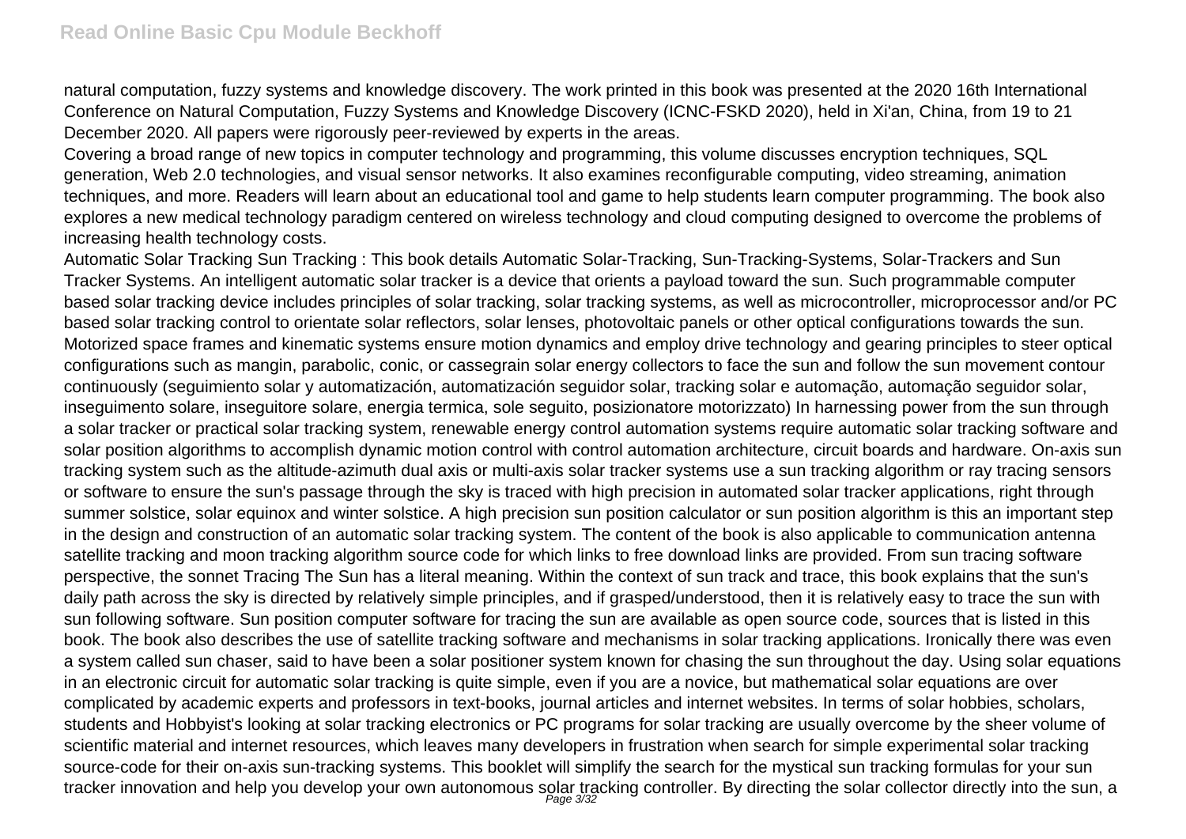natural computation, fuzzy systems and knowledge discovery. The work printed in this book was presented at the 2020 16th International Conference on Natural Computation, Fuzzy Systems and Knowledge Discovery (ICNC-FSKD 2020), held in Xi'an, China, from 19 to 21 December 2020. All papers were rigorously peer-reviewed by experts in the areas.

Covering a broad range of new topics in computer technology and programming, this volume discusses encryption techniques, SQL generation, Web 2.0 technologies, and visual sensor networks. It also examines reconfigurable computing, video streaming, animation techniques, and more. Readers will learn about an educational tool and game to help students learn computer programming. The book also explores a new medical technology paradigm centered on wireless technology and cloud computing designed to overcome the problems of increasing health technology costs.

Automatic Solar Tracking Sun Tracking : This book details Automatic Solar-Tracking, Sun-Tracking-Systems, Solar-Trackers and Sun Tracker Systems. An intelligent automatic solar tracker is a device that orients a payload toward the sun. Such programmable computer based solar tracking device includes principles of solar tracking, solar tracking systems, as well as microcontroller, microprocessor and/or PC based solar tracking control to orientate solar reflectors, solar lenses, photovoltaic panels or other optical configurations towards the sun. Motorized space frames and kinematic systems ensure motion dynamics and employ drive technology and gearing principles to steer optical configurations such as mangin, parabolic, conic, or cassegrain solar energy collectors to face the sun and follow the sun movement contour continuously (seguimiento solar y automatización, automatización seguidor solar, tracking solar e automação, automação seguidor solar, inseguimento solare, inseguitore solare, energia termica, sole seguito, posizionatore motorizzato) In harnessing power from the sun through a solar tracker or practical solar tracking system, renewable energy control automation systems require automatic solar tracking software and solar position algorithms to accomplish dynamic motion control with control automation architecture, circuit boards and hardware. On-axis sun tracking system such as the altitude-azimuth dual axis or multi-axis solar tracker systems use a sun tracking algorithm or ray tracing sensors or software to ensure the sun's passage through the sky is traced with high precision in automated solar tracker applications, right through summer solstice, solar equinox and winter solstice. A high precision sun position calculator or sun position algorithm is this an important step in the design and construction of an automatic solar tracking system. The content of the book is also applicable to communication antenna satellite tracking and moon tracking algorithm source code for which links to free download links are provided. From sun tracing software perspective, the sonnet Tracing The Sun has a literal meaning. Within the context of sun track and trace, this book explains that the sun's daily path across the sky is directed by relatively simple principles, and if grasped/understood, then it is relatively easy to trace the sun with sun following software. Sun position computer software for tracing the sun are available as open source code, sources that is listed in this book. The book also describes the use of satellite tracking software and mechanisms in solar tracking applications. Ironically there was even a system called sun chaser, said to have been a solar positioner system known for chasing the sun throughout the day. Using solar equations in an electronic circuit for automatic solar tracking is quite simple, even if you are a novice, but mathematical solar equations are over complicated by academic experts and professors in text-books, journal articles and internet websites. In terms of solar hobbies, scholars, students and Hobbyist's looking at solar tracking electronics or PC programs for solar tracking are usually overcome by the sheer volume of scientific material and internet resources, which leaves many developers in frustration when search for simple experimental solar tracking source-code for their on-axis sun-tracking systems. This booklet will simplify the search for the mystical sun tracking formulas for your sun tracker innovation and help you develop your own autonomous solar tracking controller. By directing the solar collector directly into the sun, a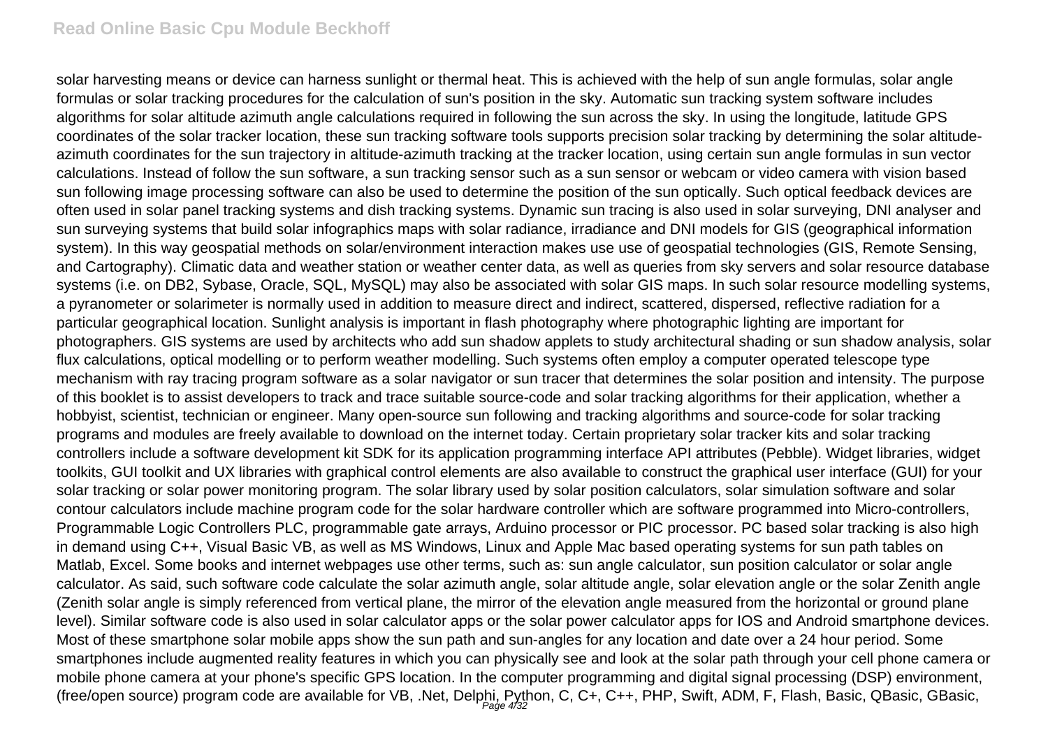solar harvesting means or device can harness sunlight or thermal heat. This is achieved with the help of sun angle formulas, solar angle formulas or solar tracking procedures for the calculation of sun's position in the sky. Automatic sun tracking system software includes algorithms for solar altitude azimuth angle calculations required in following the sun across the sky. In using the longitude, latitude GPS coordinates of the solar tracker location, these sun tracking software tools supports precision solar tracking by determining the solar altitude-azimuth coordinates for the sun trajectory in altitude-azimuth tracking at the tracker location, using certain sun angle formulas in sun vector calculations. Instead of follow the sun software, a sun tracking sensor such as a sun sensor or webcam or video camera with vision based sun following image processing software can also be used to determine the position of the sun optically. Such optical feedback devices are often used in solar panel tracking systems and dish tracking systems. Dynamic sun tracing is also used in solar surveying, DNI analyser and sun surveying systems that build solar infographics maps with solar radiance, irradiance and DNI models for GIS (geographical information system). In this way geospatial methods on solar/environment interaction makes use use of geospatial technologies (GIS, Remote Sensing, and Cartography). Climatic data and weather station or weather center data, as well as queries from sky servers and solar resource database systems (i.e. on DB2, Sybase, Oracle, SQL, MySQL) may also be associated with solar GIS maps. In such solar resource modelling systems, a pyranometer or solarimeter is normally used in addition to measure direct and indirect, scattered, dispersed, reflective radiation for a particular geographical location. Sunlight analysis is important in flash photography where photographic lighting are important for photographers. GIS systems are used by architects who add sun shadow applets to study architectural shading or sun shadow analysis, solar flux calculations, optical modelling or to perform weather modelling. Such systems often employ a computer operated telescope type mechanism with ray tracing program software as a solar navigator or sun tracer that determines the solar position and intensity. The purpose of this booklet is to assist developers to track and trace suitable source-code and solar tracking algorithms for their application, whether a hobbyist, scientist, technician or engineer. Many open-source sun following and tracking algorithms and source-code for solar tracking programs and modules are freely available to download on the internet today. Certain proprietary solar tracker kits and solar tracking controllers include a software development kit SDK for its application programming interface API attributes (Pebble). Widget libraries, widget toolkits, GUI toolkit and UX libraries with graphical control elements are also available to construct the graphical user interface (GUI) for your solar tracking or solar power monitoring program. The solar library used by solar position calculators, solar simulation software and solar contour calculators include machine program code for the solar hardware controller which are software programmed into Micro-controllers, Programmable Logic Controllers PLC, programmable gate arrays, Arduino processor or PIC processor. PC based solar tracking is also high in demand using C++, Visual Basic VB, as well as MS Windows, Linux and Apple Mac based operating systems for sun path tables on Matlab, Excel. Some books and internet webpages use other terms, such as: sun angle calculator, sun position calculator or solar angle calculator. As said, such software code calculate the solar azimuth angle, solar altitude angle, solar elevation angle or the solar Zenith angle (Zenith solar angle is simply referenced from vertical plane, the mirror of the elevation angle measured from the horizontal or ground plane level). Similar software code is also used in solar calculator apps or the solar power calculator apps for IOS and Android smartphone devices. Most of these smartphone solar mobile apps show the sun path and sun-angles for any location and date over a 24 hour period. Some smartphones include augmented reality features in which you can physically see and look at the solar path through your cell phone camera or mobile phone camera at your phone's specific GPS location. In the computer programming and digital signal processing (DSP) environment, (free/open source) program code are available for VB, .Net, Delphi, Python, C, C+, C++, PHP, Swift, ADM, F, Flash, Basic, QBasic, GBasic,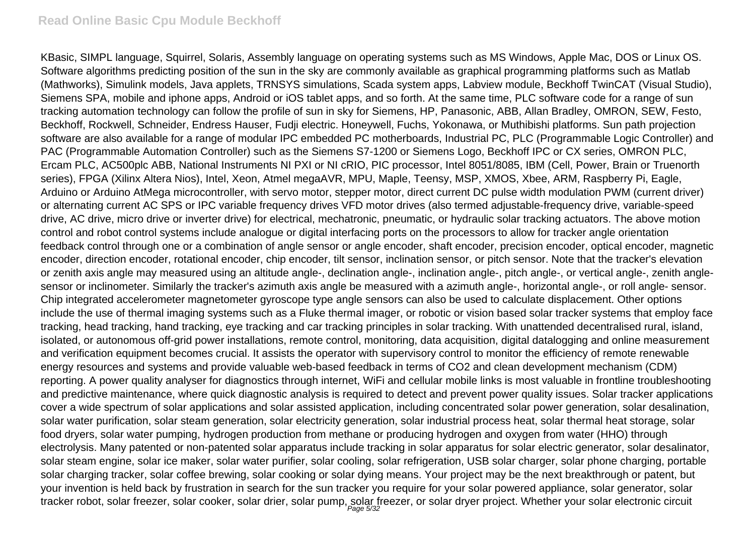KBasic, SIMPL language, Squirrel, Solaris, Assembly language on operating systems such as MS Windows, Apple Mac, DOS or Linux OS. Software algorithms predicting position of the sun in the sky are commonly available as graphical programming platforms such as Matlab (Mathworks), Simulink models, Java applets, TRNSYS simulations, Scada system apps, Labview module, Beckhoff TwinCAT (Visual Studio), Siemens SPA, mobile and iphone apps, Android or iOS tablet apps, and so forth. At the same time, PLC software code for a range of sun tracking automation technology can follow the profile of sun in sky for Siemens, HP, Panasonic, ABB, Allan Bradley, OMRON, SEW, Festo, Beckhoff, Rockwell, Schneider, Endress Hauser, Fudji electric. Honeywell, Fuchs, Yokonawa, or Muthibishi platforms. Sun path projection software are also available for a range of modular IPC embedded PC motherboards, Industrial PC, PLC (Programmable Logic Controller) and PAC (Programmable Automation Controller) such as the Siemens S7-1200 or Siemens Logo, Beckhoff IPC or CX series, OMRON PLC, Ercam PLC, AC500plc ABB, National Instruments NI PXI or NI cRIO, PIC processor, Intel 8051/8085, IBM (Cell, Power, Brain or Truenorth series), FPGA (Xilinx Altera Nios), Intel, Xeon, Atmel megaAVR, MPU, Maple, Teensy, MSP, XMOS, Xbee, ARM, Raspberry Pi, Eagle, Arduino or Arduino AtMega microcontroller, with servo motor, stepper motor, direct current DC pulse width modulation PWM (current driver) or alternating current AC SPS or IPC variable frequency drives VFD motor drives (also termed adjustable-frequency drive, variable-speed drive, AC drive, micro drive or inverter drive) for electrical, mechatronic, pneumatic, or hydraulic solar tracking actuators. The above motion control and robot control systems include analogue or digital interfacing ports on the processors to allow for tracker angle orientation feedback control through one or a combination of angle sensor or angle encoder, shaft encoder, precision encoder, optical encoder, magnetic encoder, direction encoder, rotational encoder, chip encoder, tilt sensor, inclination sensor, or pitch sensor. Note that the tracker's elevation or zenith axis angle may measured using an altitude angle-, declination angle-, inclination angle-, pitch angle-, or vertical angle-, zenith angle-sensor or inclinometer. Similarly the tracker's azimuth axis angle be measured with a azimuth angle-, horizontal angle-, or roll angle- sensor. Chip integrated accelerometer magnetometer gyroscope type angle sensors can also be used to calculate displacement. Other options include the use of thermal imaging systems such as a Fluke thermal imager, or robotic or vision based solar tracker systems that employ face tracking, head tracking, hand tracking, eye tracking and car tracking principles in solar tracking. With unattended decentralised rural, island, isolated, or autonomous off-grid power installations, remote control, monitoring, data acquisition, digital datalogging and online measurement and verification equipment becomes crucial. It assists the operator with supervisory control to monitor the efficiency of remote renewable energy resources and systems and provide valuable web-based feedback in terms of $CO_2$ and clean development mechanism (CDM) reporting. A power quality analyser for diagnostics through internet, WiFi and cellular mobile links is most valuable in frontline troubleshooting and predictive maintenance, where quick diagnostic analysis is required to detect and prevent power quality issues. Solar tracker applications cover a wide spectrum of solar applications and solar assisted application, including concentrated solar power generation, solar desalination, solar water purification, solar steam generation, solar electricity generation, solar industrial process heat, solar thermal heat storage, solar food dryers, solar water pumping, hydrogen production from methane or producing hydrogen and oxygen from water (HHO) through electrolysis. Many patented or non-patented solar apparatus include tracking in solar apparatus for solar electric generator, solar desalinator, solar steam engine, solar ice maker, solar water purifier, solar cooling, solar refrigeration, USB solar charger, solar phone charging, portable solar charging tracker, solar coffee brewing, solar cooking or solar dying means. Your project may be the next breakthrough or patent, but your invention is held back by frustration in search for the sun tracker you require for your solar powered appliance, solar generator, solar tracker robot, solar freezer, solar cooker, solar drier, solar pump, solar freezer, or solar dryer project. Whether your solar electronic circuit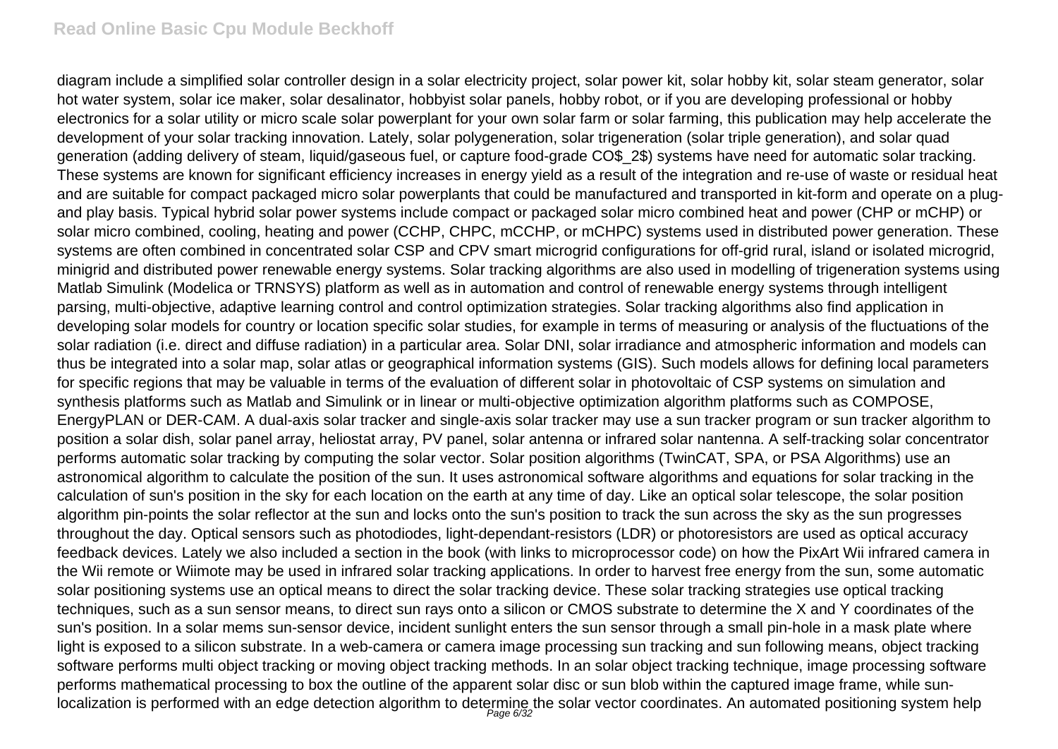diagram include a simplified solar controller design in a solar electricity project, solar power kit, solar hobby kit, solar steam generator, solar hot water system, solar ice maker, solar desalinator, hobbyist solar panels, hobby robot, or if you are developing professional or hobby electronics for a solar utility or micro scale solar powerplant for your own solar farm or solar farming, this publication may help accelerate the development of your solar tracking innovation. Lately, solar polygeneration, solar trigeneration (solar triple generation), and solar quad generation (adding delivery of steam, liquid/gaseous fuel, or capture food-grade $CO_2$) systems have need for automatic solar tracking. These systems are known for significant efficiency increases in energy yield as a result of the integration and re-use of waste or residual heat and are suitable for compact packaged micro solar powerplants that could be manufactured and transported in kit-form and operate on a plug-and play basis. Typical hybrid solar power systems include compact or packaged solar micro combined heat and power (CHP or mCHP) or solar micro combined, cooling, heating and power (CCHP, CHPC, mCCHP, or mCHPC) systems used in distributed power generation. These systems are often combined in concentrated solar CSP and CPV smart microgrid configurations for off-grid rural, island or isolated microgrid, minigrid and distributed power renewable energy systems. Solar tracking algorithms are also used in modelling of trigeneration systems using Matlab Simulink (Modelica or TRNSYS) platform as well as in automation and control of renewable energy systems through intelligent parsing, multi-objective, adaptive learning control and control optimization strategies. Solar tracking algorithms also find application in developing solar models for country or location specific solar studies, for example in terms of measuring or analysis of the fluctuations of the solar radiation (i.e. direct and diffuse radiation) in a particular area. Solar DNI, solar irradiance and atmospheric information and models can thus be integrated into a solar map, solar atlas or geographical information systems (GIS). Such models allows for defining local parameters for specific regions that may be valuable in terms of the evaluation of different solar in photovoltaic of CSP systems on simulation and synthesis platforms such as Matlab and Simulink or in linear or multi-objective optimization algorithm platforms such as COMPOSE, EnergyPLAN or DER-CAM. A dual-axis solar tracker and single-axis solar tracker may use a sun tracker program or sun tracker algorithm to position a solar dish, solar panel array, heliostat array, PV panel, solar antenna or infrared solar nantenna. A self-tracking solar concentrator performs automatic solar tracking by computing the solar vector. Solar position algorithms (TwinCAT, SPA, or PSA Algorithms) use an astronomical algorithm to calculate the position of the sun. It uses astronomical software algorithms and equations for solar tracking in the calculation of sun's position in the sky for each location on the earth at any time of day. Like an optical solar telescope, the solar position algorithm pin-points the solar reflector at the sun and locks onto the sun's position to track the sun across the sky as the sun progresses throughout the day. Optical sensors such as photodiodes, light-dependant-resistors (LDR) or photoresistors are used as optical accuracy feedback devices. Lately we also included a section in the book (with links to microprocessor code) on how the PixArt Wii infrared camera in the Wii remote or Wiimote may be used in infrared solar tracking applications. In order to harvest free energy from the sun, some automatic solar positioning systems use an optical means to direct the solar tracking device. These solar tracking strategies use optical tracking techniques, such as a sun sensor means, to direct sun rays onto a silicon or CMOS substrate to determine the X and Y coordinates of the sun's position. In a solar mems sun-sensor device, incident sunlight enters the sun sensor through a small pin-hole in a mask plate where light is exposed to a silicon substrate. In a web-camera or camera image processing sun tracking and sun following means, object tracking software performs multi object tracking or moving object tracking methods. In an solar object tracking technique, image processing software performs mathematical processing to box the outline of the apparent solar disc or sun blob within the captured image frame, while sun-localization is performed with an edge detection algorithm to determine the solar vector coordinates. An automated positioning system help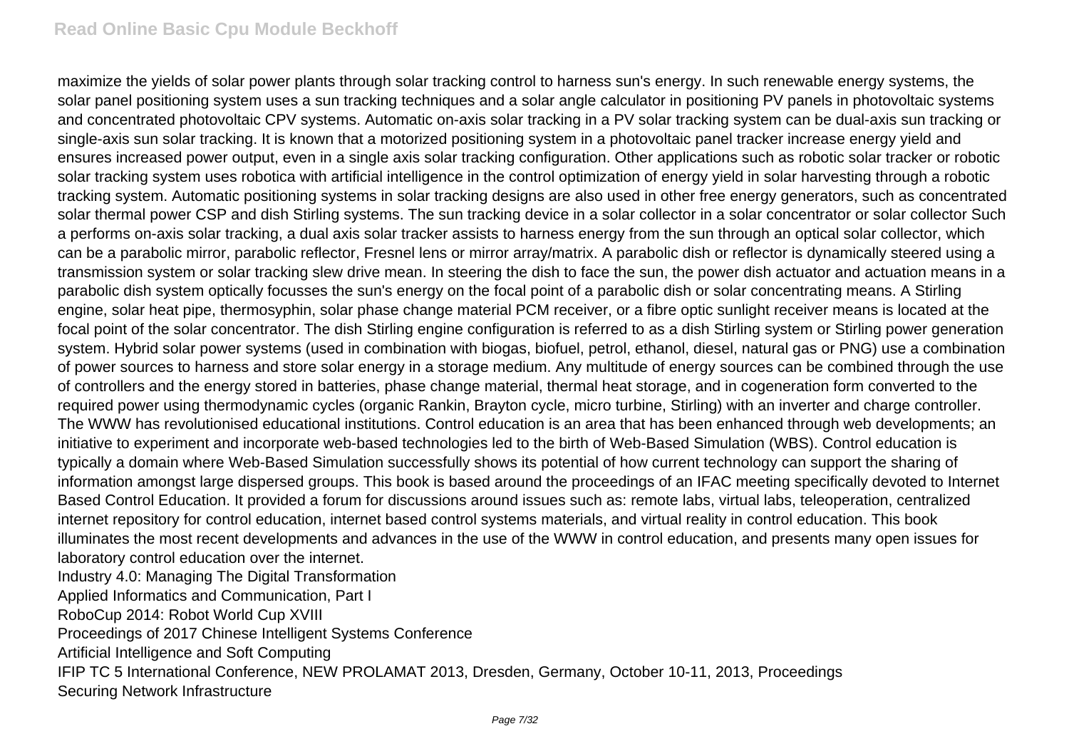maximize the yields of solar power plants through solar tracking control to harness sun's energy. In such renewable energy systems, the solar panel positioning system uses a sun tracking techniques and a solar angle calculator in positioning PV panels in photovoltaic systems and concentrated photovoltaic CPV systems. Automatic on-axis solar tracking in a PV solar tracking system can be dual-axis sun tracking or single-axis sun solar tracking. It is known that a motorized positioning system in a photovoltaic panel tracker increase energy yield and ensures increased power output, even in a single axis solar tracking configuration. Other applications such as robotic solar tracker or robotic solar tracking system uses robotica with artificial intelligence in the control optimization of energy yield in solar harvesting through a robotic tracking system. Automatic positioning systems in solar tracking designs are also used in other free energy generators, such as concentrated solar thermal power CSP and dish Stirling systems. The sun tracking device in a solar collector in a solar concentrator or solar collector Such a performs on-axis solar tracking, a dual axis solar tracker assists to harness energy from the sun through an optical solar collector, which can be a parabolic mirror, parabolic reflector, Fresnel lens or mirror array/matrix. A parabolic dish or reflector is dynamically steered using a transmission system or solar tracking slew drive mean. In steering the dish to face the sun, the power dish actuator and actuation means in a parabolic dish system optically focusses the sun's energy on the focal point of a parabolic dish or solar concentrating means. A Stirling engine, solar heat pipe, thermosyphin, solar phase change material PCM receiver, or a fibre optic sunlight receiver means is located at the focal point of the solar concentrator. The dish Stirling engine configuration is referred to as a dish Stirling system or Stirling power generation system. Hybrid solar power systems (used in combination with biogas, biofuel, petrol, ethanol, diesel, natural gas or PNG) use a combination of power sources to harness and store solar energy in a storage medium. Any multitude of energy sources can be combined through the use of controllers and the energy stored in batteries, phase change material, thermal heat storage, and in cogeneration form converted to the required power using thermodynamic cycles (organic Rankin, Brayton cycle, micro turbine, Stirling) with an inverter and charge controller. The WWW has revolutionised educational institutions. Control education is an area that has been enhanced through web developments; an initiative to experiment and incorporate web-based technologies led to the birth of Web-Based Simulation (WBS). Control education is typically a domain where Web-Based Simulation successfully shows its potential of how current technology can support the sharing of information amongst large dispersed groups. This book is based around the proceedings of an IFAC meeting specifically devoted to Internet Based Control Education. It provided a forum for discussions around issues such as: remote labs, virtual labs, teleoperation, centralized internet repository for control education, internet based control systems materials, and virtual reality in control education. This book illuminates the most recent developments and advances in the use of the WWW in control education, and presents many open issues for laboratory control education over the internet.

Industry 4.0: Managing The Digital Transformation

Applied Informatics and Communication, Part I

RoboCup 2014: Robot World Cup XVIII

Proceedings of 2017 Chinese Intelligent Systems Conference

Artificial Intelligence and Soft Computing

IFIP TC 5 International Conference, NEW PROLAMAT 2013, Dresden, Germany, October 10-11, 2013, Proceedings

Securing Network Infrastructure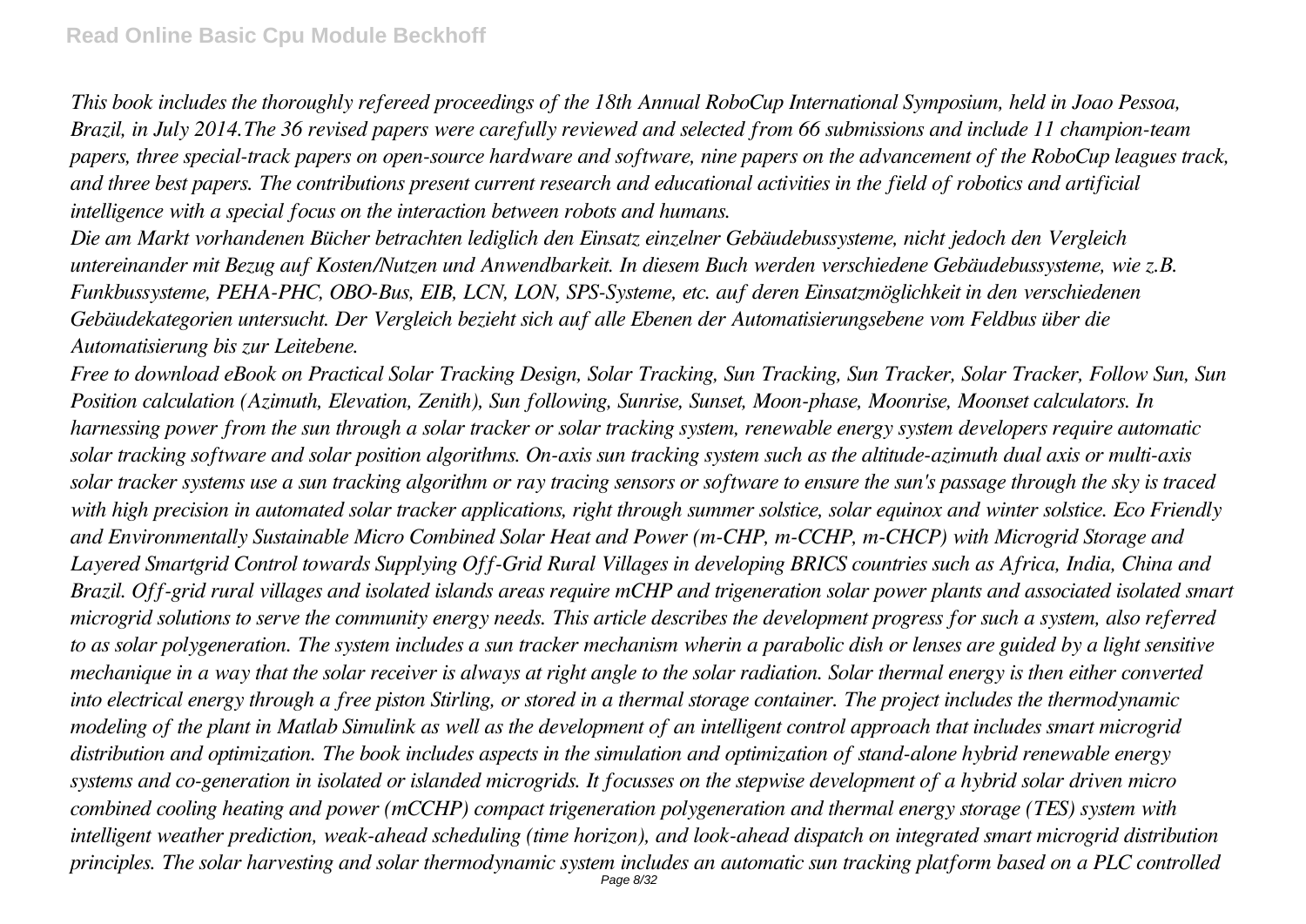*This book includes the thoroughly refereed proceedings of the 18th Annual RoboCup International Symposium, held in Joao Pessoa, Brazil, in July 2014.The 36 revised papers were carefully reviewed and selected from 66 submissions and include 11 champion-team papers, three special-track papers on open-source hardware and software, nine papers on the advancement of the RoboCup leagues track, and three best papers. The contributions present current research and educational activities in the field of robotics and artificial intelligence with a special focus on the interaction between robots and humans.*

*Die am Markt vorhandenen Bücher betrachten lediglich den Einsatz einzelner Gebäudebussysteme, nicht jedoch den Vergleich untereinander mit Bezug auf Kosten/Nutzen und Anwendbarkeit. In diesem Buch werden verschiedene Gebäudebussysteme, wie z.B. Funkbussysteme, PEHA-PHC, OBO-Bus, EIB, LCN, LON, SPS-Systeme, etc. auf deren Einsatzmöglichkeit in den verschiedenen Gebäudekategorien untersucht. Der Vergleich bezieht sich auf alle Ebenen der Automatisierungsebene vom Feldbus über die Automatisierung bis zur Leitebene.*

*Free to download eBook on Practical Solar Tracking Design, Solar Tracking, Sun Tracking, Sun Tracker, Solar Tracker, Follow Sun, Sun Position calculation (Azimuth, Elevation, Zenith), Sun following, Sunrise, Sunset, Moon-phase, Moonrise, Moonset calculators. In harnessing power from the sun through a solar tracker or solar tracking system, renewable energy system developers require automatic solar tracking software and solar position algorithms. On-axis sun tracking system such as the altitude-azimuth dual axis or multi-axis solar tracker systems use a sun tracking algorithm or ray tracing sensors or software to ensure the sun's passage through the sky is traced with high precision in automated solar tracker applications, right through summer solstice, solar equinox and winter solstice. Eco Friendly and Environmentally Sustainable Micro Combined Solar Heat and Power (m-CHP, m-CCHP, m-CHCP) with Microgrid Storage and Layered Smartgrid Control towards Supplying Off-Grid Rural Villages in developing BRICS countries such as Africa, India, China and Brazil. Off-grid rural villages and isolated islands areas require mCHP and trigeneration solar power plants and associated isolated smart microgrid solutions to serve the community energy needs. This article describes the development progress for such a system, also referred to as solar polygeneration. The system includes a sun tracker mechanism wherin a parabolic dish or lenses are guided by a light sensitive mechanique in a way that the solar receiver is always at right angle to the solar radiation. Solar thermal energy is then either converted into electrical energy through a free piston Stirling, or stored in a thermal storage container. The project includes the thermodynamic modeling of the plant in Matlab Simulink as well as the development of an intelligent control approach that includes smart microgrid distribution and optimization. The book includes aspects in the simulation and optimization of stand-alone hybrid renewable energy systems and co-generation in isolated or islanded microgrids. It focusses on the stepwise development of a hybrid solar driven micro combined cooling heating and power (mCCHP) compact trigeneration polygeneration and thermal energy storage (TES) system with intelligent weather prediction, weak-ahead scheduling (time horizon), and look-ahead dispatch on integrated smart microgrid distribution principles. The solar harvesting and solar thermodynamic system includes an automatic sun tracking platform based on a PLC controlled*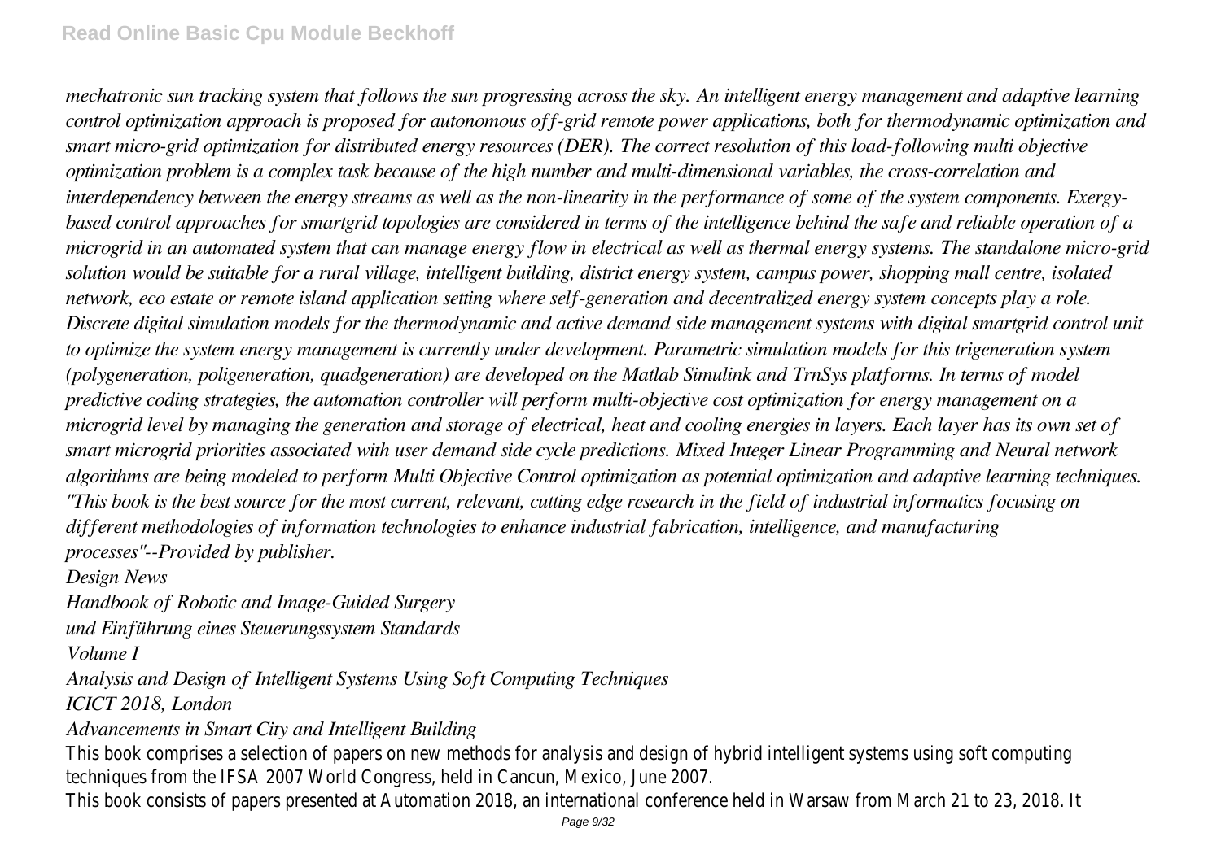*mechatronic sun tracking system that follows the sun progressing across the sky. An intelligent energy management and adaptive learning control optimization approach is proposed for autonomous off-grid remote power applications, both for thermodynamic optimization and smart micro-grid optimization for distributed energy resources (DER). The correct resolution of this load-following multi objective optimization problem is a complex task because of the high number and multi-dimensional variables, the cross-correlation and interdependency between the energy streams as well as the non-linearity in the performance of some of the system components. Exergy-based control approaches for smartgrid topologies are considered in terms of the intelligence behind the safe and reliable operation of a microgrid in an automated system that can manage energy flow in electrical as well as thermal energy systems. The standalone micro-grid solution would be suitable for a rural village, intelligent building, district energy system, campus power, shopping mall centre, isolated network, eco estate or remote island application setting where self-generation and decentralized energy system concepts play a role. Discrete digital simulation models for the thermodynamic and active demand side management systems with digital smartgrid control unit to optimize the system energy management is currently under development. Parametric simulation models for this trigeneration system (polygeneration, poligeneration, quadgeneration) are developed on the Matlab Simulink and TrnSys platforms. In terms of model predictive coding strategies, the automation controller will perform multi-objective cost optimization for energy management on a microgrid level by managing the generation and storage of electrical, heat and cooling energies in layers. Each layer has its own set of smart microgrid priorities associated with user demand side cycle predictions. Mixed Integer Linear Programming and Neural network algorithms are being modeled to perform Multi Objective Control optimization as potential optimization and adaptive learning techniques.*

*"This book is the best source for the most current, relevant, cutting edge research in the field of industrial informatics focusing on different methodologies of information technologies to enhance industrial fabrication, intelligence, and manufacturing processes"--Provided by publisher.*

*Design News*

*Handbook of Robotic and Image-Guided Surgery*

*und Einführung eines Steuerungssystem Standards*

*Volume I*

*Analysis and Design of Intelligent Systems Using Soft Computing Techniques*

*ICICT 2018, London*

*Advancements in Smart City and Intelligent Building*

This book comprises a selection of papers on new methods for analysis and design of hybrid intelligent systems using soft computing techniques from the IFSA 2007 World Congress, held in Cancun, Mexico, June 2007.

This book consists of papers presented at Automation 2018, an international conference held in Warsaw from March 21 to 23, 2018. It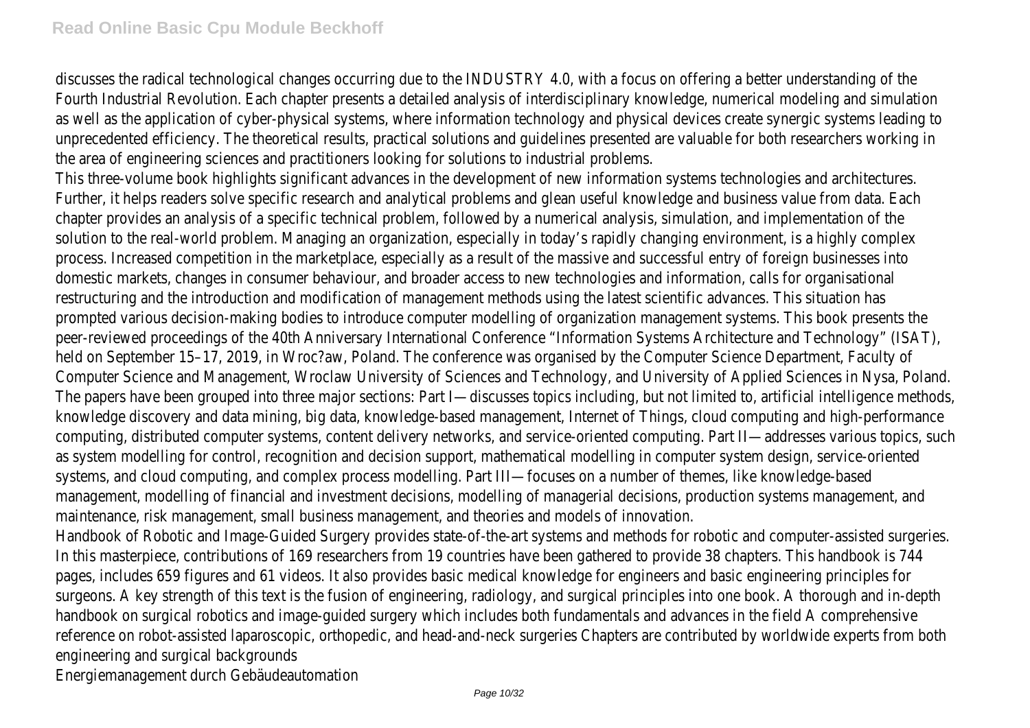discusses the radical technological changes occurring due to the INDUSTRY 4.0, with a focus on offering a better understanding of the Fourth Industrial Revolution. Each chapter presents a detailed analysis of interdisciplinary knowledge, numerical modeling and simulation as well as the application of cyber-physical systems, where information technology and physical devices create synergic systems leading to unprecedented efficiency. The theoretical results, practical solutions and guidelines presented are valuable for both researchers working in the area of engineering sciences and practitioners looking for solutions to industrial problems.

This three-volume book highlights significant advances in the development of new information systems technologies and architectures. Further, it helps readers solve specific research and analytical problems and glean useful knowledge and business value from data. Each chapter provides an analysis of a specific technical problem, followed by a numerical analysis, simulation, and implementation of the solution to the real-world problem. Managing an organization, especially in today's rapidly changing environment, is a highly complex process. Increased competition in the marketplace, especially as a result of the massive and successful entry of foreign businesses into domestic markets, changes in consumer behaviour, and broader access to new technologies and information, calls for organisational restructuring and the introduction and modification of management methods using the latest scientific advances. This situation has prompted various decision-making bodies to introduce computer modelling of organization management systems. This book presents the peer-reviewed proceedings of the 40th Anniversary International Conference "Information Systems Architecture and Technology" (ISAT), held on September 15–17, 2019, in Wroc?aw, Poland. The conference was organised by the Computer Science Department, Faculty of Computer Science and Management, Wroclaw University of Sciences and Technology, and University of Applied Sciences in Nysa, Poland. The papers have been grouped into three major sections: Part I—discusses topics including, but not limited to, artificial intelligence methods, knowledge discovery and data mining, big data, knowledge-based management, Internet of Things, cloud computing and high-performance computing, distributed computer systems, content delivery networks, and service-oriented computing. Part II—addresses various topics, such as system modelling for control, recognition and decision support, mathematical modelling in computer system design, service-oriented systems, and cloud computing, and complex process modelling. Part III—focuses on a number of themes, like knowledge-based management, modelling of financial and investment decisions, modelling of managerial decisions, production systems management, and maintenance, risk management, small business management, and theories and models of innovation.

Handbook of Robotic and Image-Guided Surgery provides state-of-the-art systems and methods for robotic and computer-assisted surgeries. In this masterpiece, contributions of 169 researchers from 19 countries have been gathered to provide 38 chapters. This handbook is 744 pages, includes 659 figures and 61 videos. It also provides basic medical knowledge for engineers and basic engineering principles for surgeons. A key strength of this text is the fusion of engineering, radiology, and surgical principles into one book. A thorough and in-depth handbook on surgical robotics and image-guided surgery which includes both fundamentals and advances in the field A comprehensive reference on robot-assisted laparoscopic, orthopedic, and head-and-neck surgeries Chapters are contributed by worldwide experts from both engineering and surgical backgrounds

Energiemanagement durch Gebäudeautomation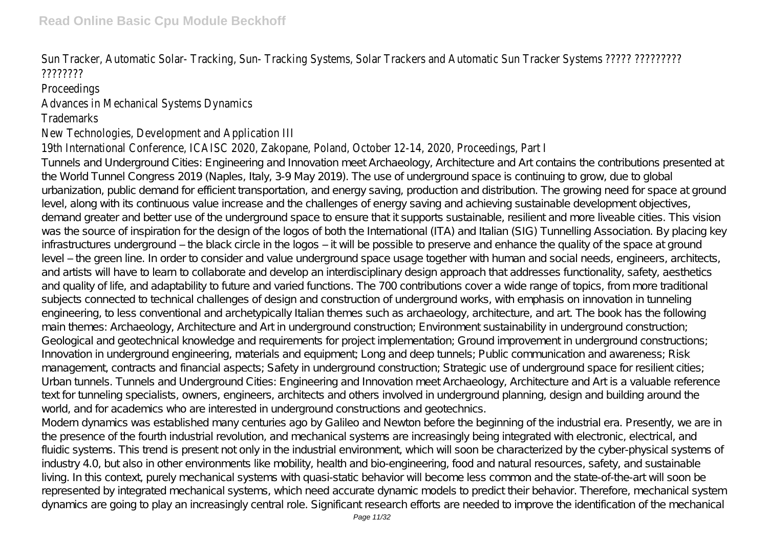Sun Tracker, Automatic Solar- Tracking, Sun- Tracking Systems, Solar Trackers and Automatic Sun Tracker Systems ????? ????????? ????????

Proceedings

Advances in Mechanical Systems Dynamics

Trademarks

New Technologies, Development and Application III

19th International Conference, ICAISC 2020, Zakopane, Poland, October 12-14, 2020, Proceedings, Part I

Tunnels and Underground Cities: Engineering and Innovation meet Archaeology, Architecture and Art contains the contributions presented at the World Tunnel Congress 2019 (Naples, Italy, 3-9 May 2019). The use of underground space is continuing to grow, due to global urbanization, public demand for efficient transportation, and energy saving, production and distribution. The growing need for space at ground level, along with its continuous value increase and the challenges of energy saving and achieving sustainable development objectives, demand greater and better use of the underground space to ensure that it supports sustainable, resilient and more liveable cities. This vision was the source of inspiration for the design of the logos of both the International (ITA) and Italian (SIG) Tunnelling Association. By placing key infrastructures underground – the black circle in the logos – it will be possible to preserve and enhance the quality of the space at ground level – the green line. In order to consider and value underground space usage together with human and social needs, engineers, architects, and artists will have to learn to collaborate and develop an interdisciplinary design approach that addresses functionality, safety, aesthetics and quality of life, and adaptability to future and varied functions. The 700 contributions cover a wide range of topics, from more traditional subjects connected to technical challenges of design and construction of underground works, with emphasis on innovation in tunneling engineering, to less conventional and archetypically Italian themes such as archaeology, architecture, and art. The book has the following main themes: Archaeology, Architecture and Art in underground construction; Environment sustainability in underground construction; Geological and geotechnical knowledge and requirements for project implementation; Ground improvement in underground constructions; Innovation in underground engineering, materials and equipment; Long and deep tunnels; Public communication and awareness; Risk management, contracts and financial aspects; Safety in underground construction; Strategic use of underground space for resilient cities; Urban tunnels. Tunnels and Underground Cities: Engineering and Innovation meet Archaeology, Architecture and Art is a valuable reference text for tunneling specialists, owners, engineers, architects and others involved in underground planning, design and building around the world, and for academics who are interested in underground constructions and geotechnics.

Modern dynamics was established many centuries ago by Galileo and Newton before the beginning of the industrial era. Presently, we are in the presence of the fourth industrial revolution, and mechanical systems are increasingly being integrated with electronic, electrical, and fluidic systems. This trend is present not only in the industrial environment, which will soon be characterized by the cyber-physical systems of industry 4.0, but also in other environments like mobility, health and bio-engineering, food and natural resources, safety, and sustainable living. In this context, purely mechanical systems with quasi-static behavior will become less common and the state-of-the-art will soon be represented by integrated mechanical systems, which need accurate dynamic models to predict their behavior. Therefore, mechanical system dynamics are going to play an increasingly central role. Significant research efforts are needed to improve the identification of the mechanical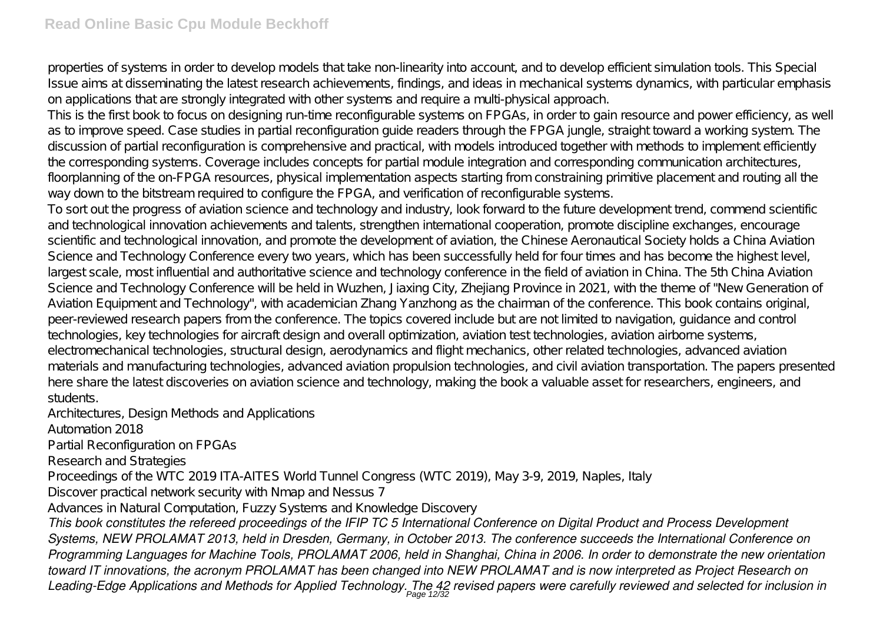properties of systems in order to develop models that take non-linearity into account, and to develop efficient simulation tools. This Special Issue aims at disseminating the latest research achievements, findings, and ideas in mechanical systems dynamics, with particular emphasis on applications that are strongly integrated with other systems and require a multi-physical approach.

This is the first book to focus on designing run-time reconfigurable systems on FPGAs, in order to gain resource and power efficiency, as well as to improve speed. Case studies in partial reconfiguration guide readers through the FPGA jungle, straight toward a working system. The discussion of partial reconfiguration is comprehensive and practical, with models introduced together with methods to implement efficiently the corresponding systems. Coverage includes concepts for partial module integration and corresponding communication architectures, floorplanning of the on-FPGA resources, physical implementation aspects starting from constraining primitive placement and routing all the way down to the bitstream required to configure the FPGA, and verification of reconfigurable systems.

To sort out the progress of aviation science and technology and industry, look forward to the future development trend, commend scientific and technological innovation achievements and talents, strengthen international cooperation, promote discipline exchanges, encourage scientific and technological innovation, and promote the development of aviation, the Chinese Aeronautical Society holds a China Aviation Science and Technology Conference every two years, which has been successfully held for four times and has become the highest level, largest scale, most influential and authoritative science and technology conference in the field of aviation in China. The 5th China Aviation Science and Technology Conference will be held in Wuzhen, Jiaxing City, Zhejiang Province in 2021, with the theme of "New Generation of Aviation Equipment and Technology", with academician Zhang Yanzhong as the chairman of the conference. This book contains original, peer-reviewed research papers from the conference. The topics covered include but are not limited to navigation, guidance and control technologies, key technologies for aircraft design and overall optimization, aviation test technologies, aviation airborne systems, electromechanical technologies, structural design, aerodynamics and flight mechanics, other related technologies, advanced aviation materials and manufacturing technologies, advanced aviation propulsion technologies, and civil aviation transportation. The papers presented here share the latest discoveries on aviation science and technology, making the book a valuable asset for researchers, engineers, and students.

Architectures, Design Methods and Applications

Automation 2018

Partial Reconfiguration on FPGAs

Research and Strategies

Proceedings of the WTC 2019 ITA-AITES World Tunnel Congress (WTC 2019), May 3-9, 2019, Naples, Italy

Discover practical network security with Nmap and Nessus 7

Advances in Natural Computation, Fuzzy Systems and Knowledge Discovery

*This book constitutes the refereed proceedings of the IFIP TC 5 International Conference on Digital Product and Process Development Systems, NEW PROLAMAT 2013, held in Dresden, Germany, in October 2013. The conference succeeds the International Conference on Programming Languages for Machine Tools, PROLAMAT 2006, held in Shanghai, China in 2006. In order to demonstrate the new orientation toward IT innovations, the acronym PROLAMAT has been changed into NEW PROLAMAT and is now interpreted as Project Research on Leading-Edge Applications and Methods for Applied Technology. The 42 revised papers were carefully reviewed and selected for inclusion in*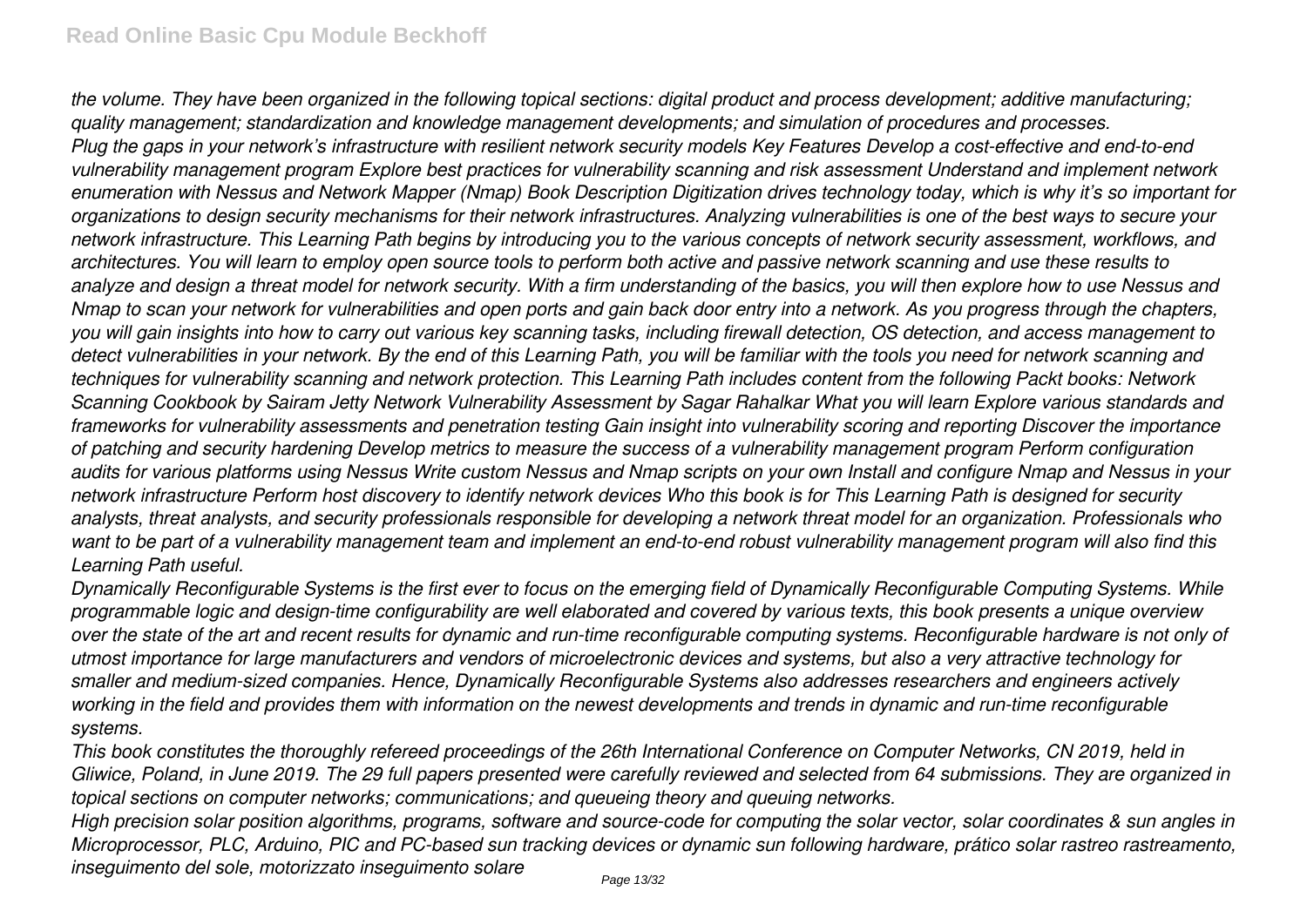*the volume. They have been organized in the following topical sections: digital product and process development; additive manufacturing; quality management; standardization and knowledge management developments; and simulation of procedures and processes.*

*Plug the gaps in your network's infrastructure with resilient network security models Key Features Develop a cost-effective and end-to-end vulnerability management program Explore best practices for vulnerability scanning and risk assessment Understand and implement network enumeration with Nessus and Network Mapper (Nmap) Book Description Digitization drives technology today, which is why it's so important for organizations to design security mechanisms for their network infrastructures. Analyzing vulnerabilities is one of the best ways to secure your network infrastructure. This Learning Path begins by introducing you to the various concepts of network security assessment, workflows, and architectures. You will learn to employ open source tools to perform both active and passive network scanning and use these results to analyze and design a threat model for network security. With a firm understanding of the basics, you will then explore how to use Nessus and Nmap to scan your network for vulnerabilities and open ports and gain back door entry into a network. As you progress through the chapters, you will gain insights into how to carry out various key scanning tasks, including firewall detection, OS detection, and access management to detect vulnerabilities in your network. By the end of this Learning Path, you will be familiar with the tools you need for network scanning and techniques for vulnerability scanning and network protection. This Learning Path includes content from the following Packt books: Network Scanning Cookbook by Sairam Jetty Network Vulnerability Assessment by Sagar Rahalkar What you will learn Explore various standards and frameworks for vulnerability assessments and penetration testing Gain insight into vulnerability scoring and reporting Discover the importance of patching and security hardening Develop metrics to measure the success of a vulnerability management program Perform configuration audits for various platforms using Nessus Write custom Nessus and Nmap scripts on your own Install and configure Nmap and Nessus in your network infrastructure Perform host discovery to identify network devices Who this book is for This Learning Path is designed for security analysts, threat analysts, and security professionals responsible for developing a network threat model for an organization. Professionals who want to be part of a vulnerability management team and implement an end-to-end robust vulnerability management program will also find this Learning Path useful.*

*Dynamically Reconfigurable Systems is the first ever to focus on the emerging field of Dynamically Reconfigurable Computing Systems. While programmable logic and design-time configurability are well elaborated and covered by various texts, this book presents a unique overview over the state of the art and recent results for dynamic and run-time reconfigurable computing systems. Reconfigurable hardware is not only of utmost importance for large manufacturers and vendors of microelectronic devices and systems, but also a very attractive technology for smaller and medium-sized companies. Hence, Dynamically Reconfigurable Systems also addresses researchers and engineers actively working in the field and provides them with information on the newest developments and trends in dynamic and run-time reconfigurable systems.*

*This book constitutes the thoroughly refereed proceedings of the 26th International Conference on Computer Networks, CN 2019, held in Gliwice, Poland, in June 2019. The 29 full papers presented were carefully reviewed and selected from 64 submissions. They are organized in topical sections on computer networks; communications; and queueing theory and queuing networks.*

*High precision solar position algorithms, programs, software and source-code for computing the solar vector, solar coordinates & sun angles in Microprocessor, PLC, Arduino, PIC and PC-based sun tracking devices or dynamic sun following hardware, prático solar rastreo rastreamento, inseguimento del sole, motorizzato inseguimento solare*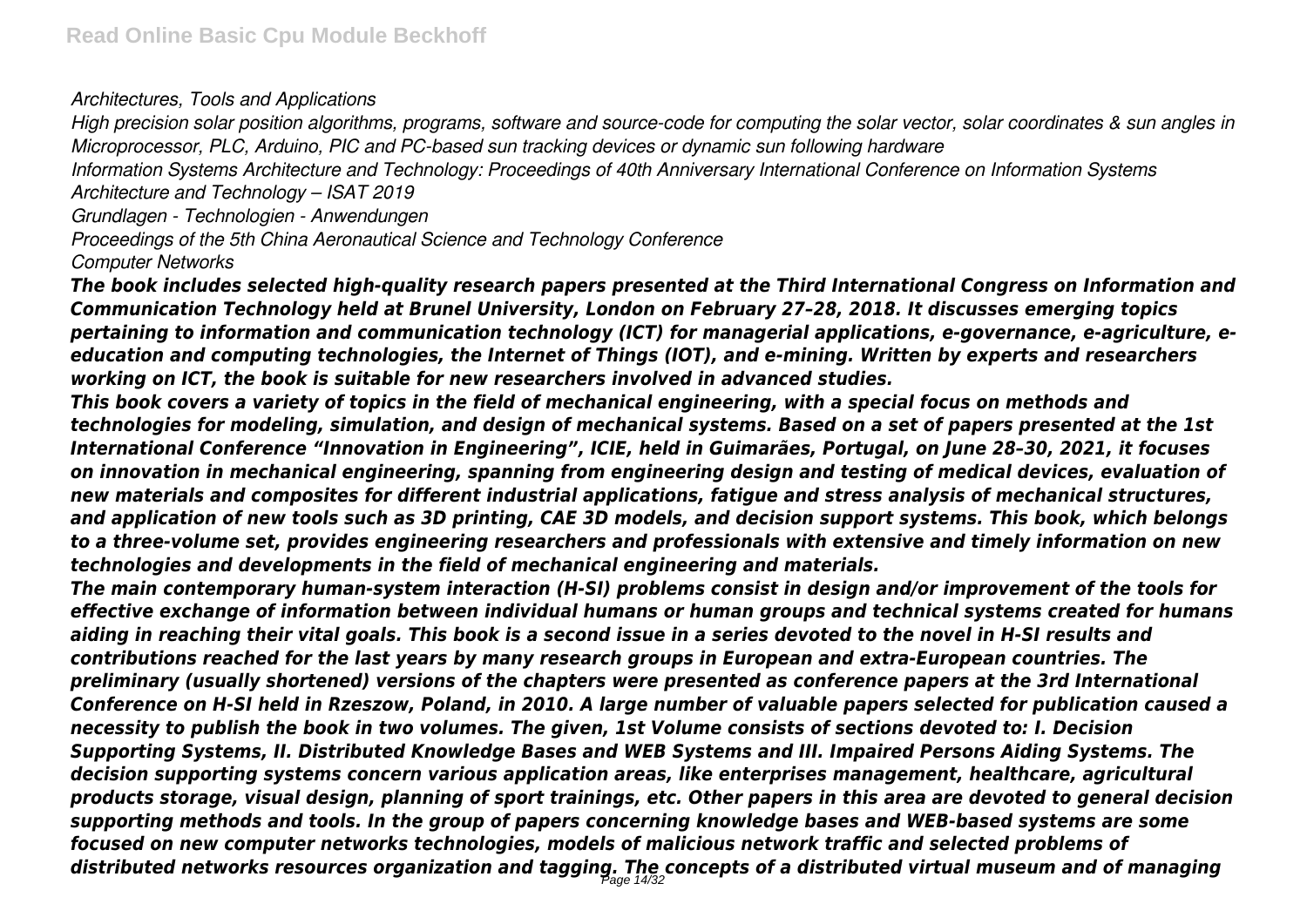*Architectures, Tools and Applications*

*High precision solar position algorithms, programs, software and source-code for computing the solar vector, solar coordinates & sun angles in Microprocessor, PLC, Arduino, PIC and PC-based sun tracking devices or dynamic sun following hardware*

*Information Systems Architecture and Technology: Proceedings of 40th Anniversary International Conference on Information Systems Architecture and Technology – ISAT 2019*

*Grundlagen - Technologien - Anwendungen*

*Proceedings of the 5th China Aeronautical Science and Technology Conference*

*Computer Networks*

***The book includes selected high-quality research papers presented at the Third International Congress on Information and Communication Technology held at Brunel University, London on February 27–28, 2018. It discusses emerging topics pertaining to information and communication technology (ICT) for managerial applications, e-governance, e-agriculture, e-education and computing technologies, the Internet of Things (IOT), and e-mining. Written by experts and researchers working on ICT, the book is suitable for new researchers involved in advanced studies.***

***This book covers a variety of topics in the field of mechanical engineering, with a special focus on methods and technologies for modeling, simulation, and design of mechanical systems. Based on a set of papers presented at the 1st International Conference "Innovation in Engineering", ICIE, held in Guimarães, Portugal, on June 28–30, 2021, it focuses on innovation in mechanical engineering, spanning from engineering design and testing of medical devices, evaluation of new materials and composites for different industrial applications, fatigue and stress analysis of mechanical structures, and application of new tools such as 3D printing, CAE 3D models, and decision support systems. This book, which belongs to a three-volume set, provides engineering researchers and professionals with extensive and timely information on new technologies and developments in the field of mechanical engineering and materials.***

***The main contemporary human-system interaction (H-SI) problems consist in design and/or improvement of the tools for effective exchange of information between individual humans or human groups and technical systems created for humans aiding in reaching their vital goals. This book is a second issue in a series devoted to the novel in H-SI results and contributions reached for the last years by many research groups in European and extra-European countries. The preliminary (usually shortened) versions of the chapters were presented as conference papers at the 3rd International Conference on H-SI held in Rzeszow, Poland, in 2010. A large number of valuable papers selected for publication caused a necessity to publish the book in two volumes. The given, 1st Volume consists of sections devoted to: I. Decision Supporting Systems, II. Distributed Knowledge Bases and WEB Systems and III. Impaired Persons Aiding Systems. The decision supporting systems concern various application areas, like enterprises management, healthcare, agricultural products storage, visual design, planning of sport trainings, etc. Other papers in this area are devoted to general decision supporting methods and tools. In the group of papers concerning knowledge bases and WEB-based systems are some focused on new computer networks technologies, models of malicious network traffic and selected problems of distributed networks resources organization and tagging. The concepts of a distributed virtual museum and of managing***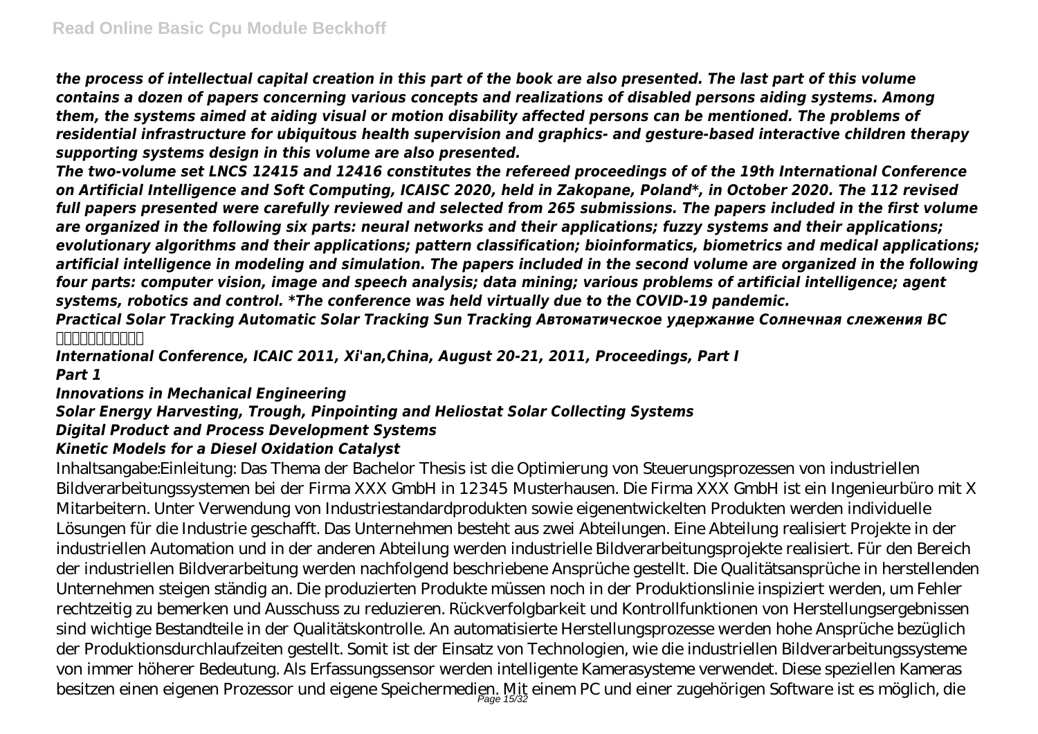*the process of intellectual capital creation in this part of the book are also presented. The last part of this volume contains a dozen of papers concerning various concepts and realizations of disabled persons aiding systems. Among them, the systems aimed at aiding visual or motion disability affected persons can be mentioned. The problems of residential infrastructure for ubiquitous health supervision and graphics- and gesture-based interactive children therapy supporting systems design in this volume are also presented.*

*The two-volume set LNCS 12415 and 12416 constitutes the refereed proceedings of of the 19th International Conference on Artificial Intelligence and Soft Computing, ICAISC 2020, held in Zakopane, Poland*, in October 2020. The 112 revised full papers presented were carefully reviewed and selected from 265 submissions. The papers included in the first volume are organized in the following six parts: neural networks and their applications; fuzzy systems and their applications; evolutionary algorithms and their applications; pattern classification; bioinformatics, biometrics and medical applications; artificial intelligence in modeling and simulation. The papers included in the second volume are organized in the following four parts: computer vision, image and speech analysis; data mining; various problems of artificial intelligence; agent systems, robotics and control. *The conference was held virtually due to the COVID-19 pandemic.*

***Practical Solar Tracking Automatic Solar Tracking Sun Tracking Автоматическое удержание Солнечная слежения ВС***

***International Conference, ICAIC 2011, Xi'an,China, August 20-21, 2011, Proceedings, Part I***

***Part 1***

***Innovations in Mechanical Engineering***

***Solar Energy Harvesting, Trough, Pinpointing and Heliostat Solar Collecting Systems***

***Digital Product and Process Development Systems***

***Kinetic Models for a Diesel Oxidation Catalyst***

Inhaltsangabe:Einleitung: Das Thema der Bachelor Thesis ist die Optimierung von Steuerungsprozessen von industriellen Bildverarbeitungssystemen bei der Firma XXX GmbH in 12345 Musterhausen. Die Firma XXX GmbH ist ein Ingenieurbüro mit X Mitarbeitern. Unter Verwendung von Industriestandardprodukten sowie eigenentwickelten Produkten werden individuelle Lösungen für die Industrie geschafft. Das Unternehmen besteht aus zwei Abteilungen. Eine Abteilung realisiert Projekte in der industriellen Automation und in der anderen Abteilung werden industrielle Bildverarbeitungsprojekte realisiert. Für den Bereich der industriellen Bildverarbeitung werden nachfolgend beschriebene Ansprüche gestellt. Die Qualitätsansprüche in herstellenden Unternehmen steigen ständig an. Die produzierten Produkte müssen noch in der Produktionslinie inspiziert werden, um Fehler rechtzeitig zu bemerken und Ausschuss zu reduzieren. Rückverfolgbarkeit und Kontrollfunktionen von Herstellungsergebnissen sind wichtige Bestandteile in der Qualitätskontrolle. An automatisierte Herstellungsprozesse werden hohe Ansprüche bezüglich der Produktionsdurchlaufzeiten gestellt. Somit ist der Einsatz von Technologien, wie die industriellen Bildverarbeitungssysteme von immer höherer Bedeutung. Als Erfassungssensor werden intelligente Kamerasysteme verwendet. Diese speziellen Kameras besitzen einen eigenen Prozessor und eigene Speichermedien. Mit einem PC und einer zugehörigen Software ist es möglich, die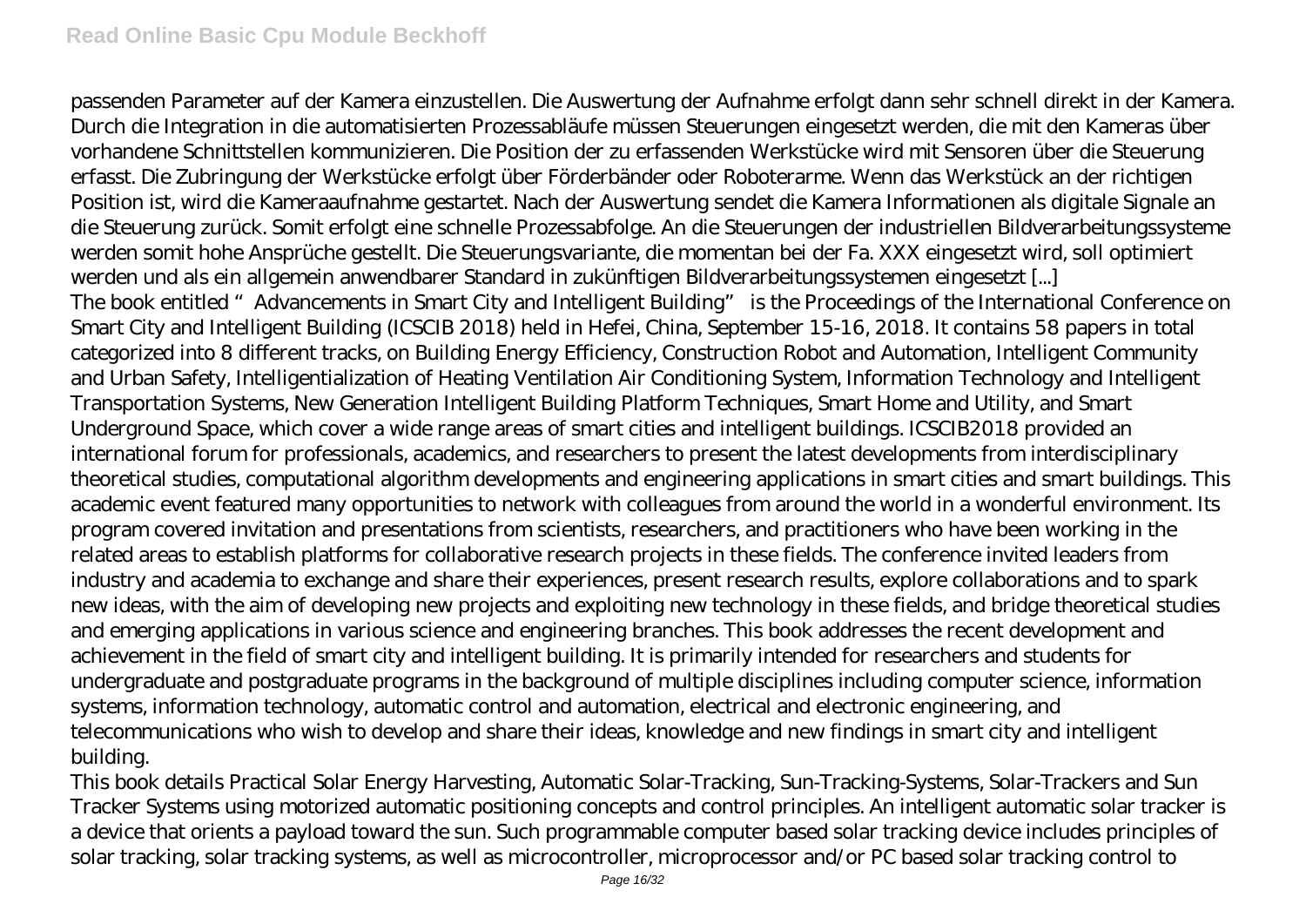passenden Parameter auf der Kamera einzustellen. Die Auswertung der Aufnahme erfolgt dann sehr schnell direkt in der Kamera. Durch die Integration in die automatisierten Prozessabläufe müssen Steuerungen eingesetzt werden, die mit den Kameras über vorhandene Schnittstellen kommunizieren. Die Position der zu erfassenden Werkstücke wird mit Sensoren über die Steuerung erfasst. Die Zubringung der Werkstücke erfolgt über Förderbänder oder Roboterarme. Wenn das Werkstück an der richtigen Position ist, wird die Kameraaufnahme gestartet. Nach der Auswertung sendet die Kamera Informationen als digitale Signale an die Steuerung zurück. Somit erfolgt eine schnelle Prozessabfolge. An die Steuerungen der industriellen Bildverarbeitungssysteme werden somit hohe Ansprüche gestellt. Die Steuerungsvariante, die momentan bei der Fa. XXX eingesetzt wird, soll optimiert werden und als ein allgemein anwendbarer Standard in zukünftigen Bildverarbeitungssystemen eingesetzt [...]

The book entitled "Advancements in Smart City and Intelligent Building" is the Proceedings of the International Conference on Smart City and Intelligent Building (ICSCIB 2018) held in Hefei, China, September 15-16, 2018. It contains 58 papers in total categorized into 8 different tracks, on Building Energy Efficiency, Construction Robot and Automation, Intelligent Community and Urban Safety, Intelligentialization of Heating Ventilation Air Conditioning System, Information Technology and Intelligent Transportation Systems, New Generation Intelligent Building Platform Techniques, Smart Home and Utility, and Smart Underground Space, which cover a wide range areas of smart cities and intelligent buildings. ICSCIB2018 provided an international forum for professionals, academics, and researchers to present the latest developments from interdisciplinary theoretical studies, computational algorithm developments and engineering applications in smart cities and smart buildings. This academic event featured many opportunities to network with colleagues from around the world in a wonderful environment. Its program covered invitation and presentations from scientists, researchers, and practitioners who have been working in the related areas to establish platforms for collaborative research projects in these fields. The conference invited leaders from industry and academia to exchange and share their experiences, present research results, explore collaborations and to spark new ideas, with the aim of developing new projects and exploiting new technology in these fields, and bridge theoretical studies and emerging applications in various science and engineering branches. This book addresses the recent development and achievement in the field of smart city and intelligent building. It is primarily intended for researchers and students for undergraduate and postgraduate programs in the background of multiple disciplines including computer science, information systems, information technology, automatic control and automation, electrical and electronic engineering, and telecommunications who wish to develop and share their ideas, knowledge and new findings in smart city and intelligent building.

This book details Practical Solar Energy Harvesting, Automatic Solar-Tracking, Sun-Tracking-Systems, Solar-Trackers and Sun Tracker Systems using motorized automatic positioning concepts and control principles. An intelligent automatic solar tracker is a device that orients a payload toward the sun. Such programmable computer based solar tracking device includes principles of solar tracking, solar tracking systems, as well as microcontroller, microprocessor and/or PC based solar tracking control to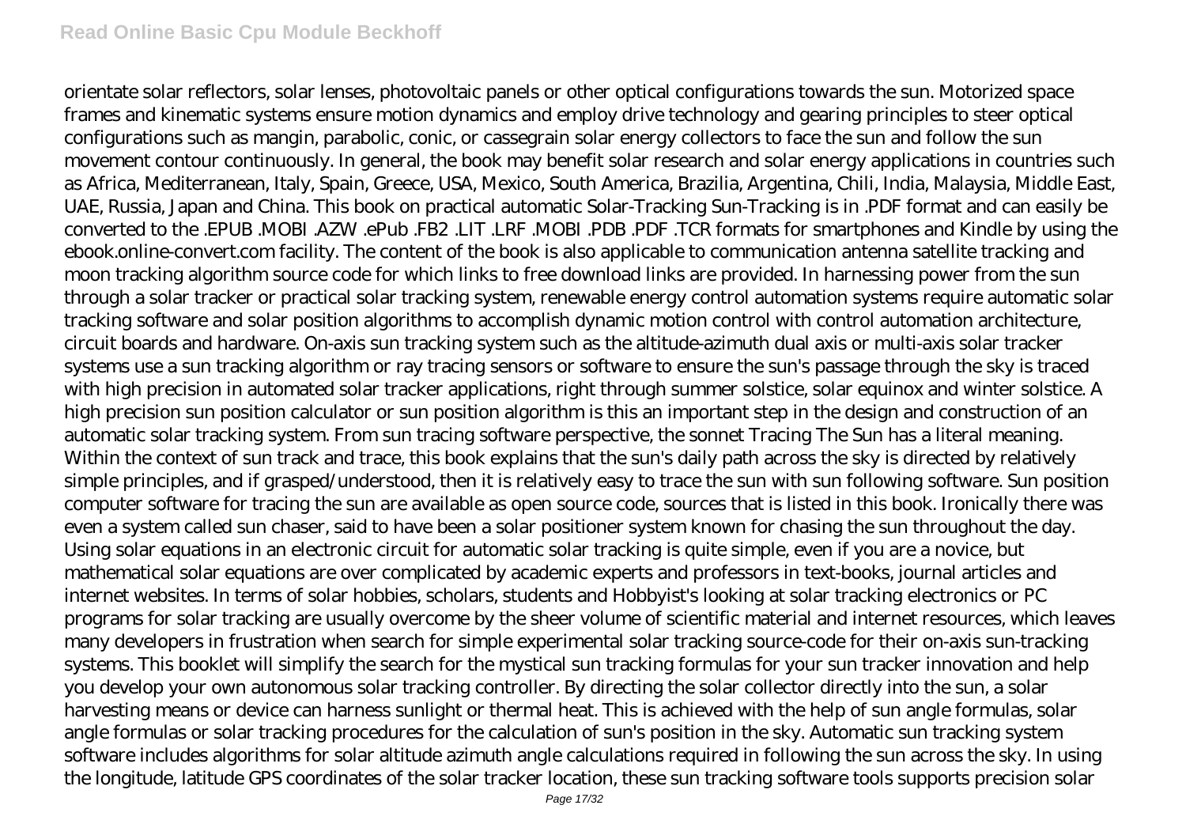orientate solar reflectors, solar lenses, photovoltaic panels or other optical configurations towards the sun. Motorized space frames and kinematic systems ensure motion dynamics and employ drive technology and gearing principles to steer optical configurations such as mangin, parabolic, conic, or cassegrain solar energy collectors to face the sun and follow the sun movement contour continuously. In general, the book may benefit solar research and solar energy applications in countries such as Africa, Mediterranean, Italy, Spain, Greece, USA, Mexico, South America, Brazilia, Argentina, Chili, India, Malaysia, Middle East, UAE, Russia, Japan and China. This book on practical automatic Solar-Tracking Sun-Tracking is in .PDF format and can easily be converted to the .EPUB .MOBI .AZW .ePub .FB2 .LIT .LRF .MOBI .PDB .PDF .TCR formats for smartphones and Kindle by using the ebook.online-convert.com facility. The content of the book is also applicable to communication antenna satellite tracking and moon tracking algorithm source code for which links to free download links are provided. In harnessing power from the sun through a solar tracker or practical solar tracking system, renewable energy control automation systems require automatic solar tracking software and solar position algorithms to accomplish dynamic motion control with control automation architecture, circuit boards and hardware. On-axis sun tracking system such as the altitude-azimuth dual axis or multi-axis solar tracker systems use a sun tracking algorithm or ray tracing sensors or software to ensure the sun's passage through the sky is traced with high precision in automated solar tracker applications, right through summer solstice, solar equinox and winter solstice. A high precision sun position calculator or sun position algorithm is this an important step in the design and construction of an automatic solar tracking system. From sun tracing software perspective, the sonnet Tracing The Sun has a literal meaning. Within the context of sun track and trace, this book explains that the sun's daily path across the sky is directed by relatively simple principles, and if grasped/understood, then it is relatively easy to trace the sun with sun following software. Sun position computer software for tracing the sun are available as open source code, sources that is listed in this book. Ironically there was even a system called sun chaser, said to have been a solar positioner system known for chasing the sun throughout the day. Using solar equations in an electronic circuit for automatic solar tracking is quite simple, even if you are a novice, but mathematical solar equations are over complicated by academic experts and professors in text-books, journal articles and internet websites. In terms of solar hobbies, scholars, students and Hobbyist's looking at solar tracking electronics or PC programs for solar tracking are usually overcome by the sheer volume of scientific material and internet resources, which leaves many developers in frustration when search for simple experimental solar tracking source-code for their on-axis sun-tracking systems. This booklet will simplify the search for the mystical sun tracking formulas for your sun tracker innovation and help you develop your own autonomous solar tracking controller. By directing the solar collector directly into the sun, a solar harvesting means or device can harness sunlight or thermal heat. This is achieved with the help of sun angle formulas, solar angle formulas or solar tracking procedures for the calculation of sun's position in the sky. Automatic sun tracking system software includes algorithms for solar altitude azimuth angle calculations required in following the sun across the sky. In using the longitude, latitude GPS coordinates of the solar tracker location, these sun tracking software tools supports precision solar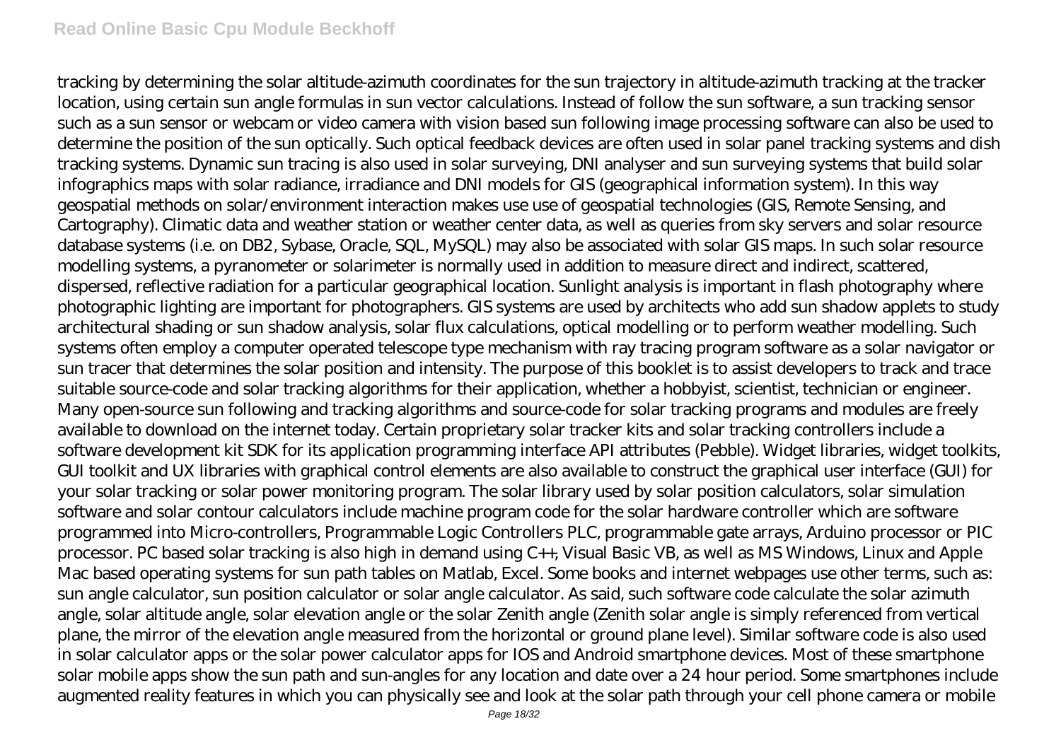tracking by determining the solar altitude-azimuth coordinates for the sun trajectory in altitude-azimuth tracking at the tracker location, using certain sun angle formulas in sun vector calculations. Instead of follow the sun software, a sun tracking sensor such as a sun sensor or webcam or video camera with vision based sun following image processing software can also be used to determine the position of the sun optically. Such optical feedback devices are often used in solar panel tracking systems and dish tracking systems. Dynamic sun tracing is also used in solar surveying, DNI analyser and sun surveying systems that build solar infographics maps with solar radiance, irradiance and DNI models for GIS (geographical information system). In this way geospatial methods on solar/environment interaction makes use use of geospatial technologies (GIS, Remote Sensing, and Cartography). Climatic data and weather station or weather center data, as well as queries from sky servers and solar resource database systems (i.e. on DB2, Sybase, Oracle, SQL, MySQL) may also be associated with solar GIS maps. In such solar resource modelling systems, a pyranometer or solarimeter is normally used in addition to measure direct and indirect, scattered, dispersed, reflective radiation for a particular geographical location. Sunlight analysis is important in flash photography where photographic lighting are important for photographers. GIS systems are used by architects who add sun shadow applets to study architectural shading or sun shadow analysis, solar flux calculations, optical modelling or to perform weather modelling. Such systems often employ a computer operated telescope type mechanism with ray tracing program software as a solar navigator or sun tracer that determines the solar position and intensity. The purpose of this booklet is to assist developers to track and trace suitable source-code and solar tracking algorithms for their application, whether a hobbyist, scientist, technician or engineer. Many open-source sun following and tracking algorithms and source-code for solar tracking programs and modules are freely available to download on the internet today. Certain proprietary solar tracker kits and solar tracking controllers include a software development kit SDK for its application programming interface API attributes (Pebble). Widget libraries, widget toolkits, GUI toolkit and UX libraries with graphical control elements are also available to construct the graphical user interface (GUI) for your solar tracking or solar power monitoring program. The solar library used by solar position calculators, solar simulation software and solar contour calculators include machine program code for the solar hardware controller which are software programmed into Micro-controllers, Programmable Logic Controllers PLC, programmable gate arrays, Arduino processor or PIC processor. PC based solar tracking is also high in demand using C++, Visual Basic VB, as well as MS Windows, Linux and Apple Mac based operating systems for sun path tables on Matlab, Excel. Some books and internet webpages use other terms, such as: sun angle calculator, sun position calculator or solar angle calculator. As said, such software code calculate the solar azimuth angle, solar altitude angle, solar elevation angle or the solar Zenith angle (Zenith solar angle is simply referenced from vertical plane, the mirror of the elevation angle measured from the horizontal or ground plane level). Similar software code is also used in solar calculator apps or the solar power calculator apps for IOS and Android smartphone devices. Most of these smartphone solar mobile apps show the sun path and sun-angles for any location and date over a 24 hour period. Some smartphones include augmented reality features in which you can physically see and look at the solar path through your cell phone camera or mobile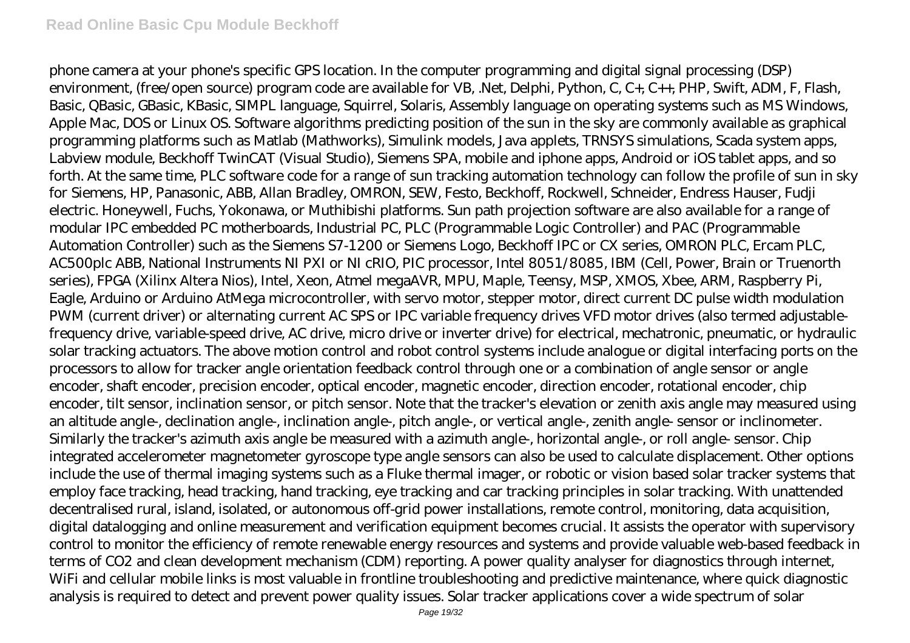phone camera at your phone's specific GPS location. In the computer programming and digital signal processing (DSP) environment, (free/open source) program code are available for VB, .Net, Delphi, Python, C, C+, C++, PHP, Swift, ADM, F, Flash, Basic, QBasic, GBasic, KBasic, SIMPL language, Squirrel, Solaris, Assembly language on operating systems such as MS Windows, Apple Mac, DOS or Linux OS. Software algorithms predicting position of the sun in the sky are commonly available as graphical programming platforms such as Matlab (Mathworks), Simulink models, Java applets, TRNSYS simulations, Scada system apps, Labview module, Beckhoff TwinCAT (Visual Studio), Siemens SPA, mobile and iphone apps, Android or iOS tablet apps, and so forth. At the same time, PLC software code for a range of sun tracking automation technology can follow the profile of sun in sky for Siemens, HP, Panasonic, ABB, Allan Bradley, OMRON, SEW, Festo, Beckhoff, Rockwell, Schneider, Endress Hauser, Fudji electric. Honeywell, Fuchs, Yokonawa, or Muthibishi platforms. Sun path projection software are also available for a range of modular IPC embedded PC motherboards, Industrial PC, PLC (Programmable Logic Controller) and PAC (Programmable Automation Controller) such as the Siemens S7-1200 or Siemens Logo, Beckhoff IPC or CX series, OMRON PLC, Ercam PLC, AC500plc ABB, National Instruments NI PXI or NI cRIO, PIC processor, Intel 8051/8085, IBM (Cell, Power, Brain or Truenorth series), FPGA (Xilinx Altera Nios), Intel, Xeon, Atmel megaAVR, MPU, Maple, Teensy, MSP, XMOS, Xbee, ARM, Raspberry Pi, Eagle, Arduino or Arduino AtMega microcontroller, with servo motor, stepper motor, direct current DC pulse width modulation PWM (current driver) or alternating current AC SPS or IPC variable frequency drives VFD motor drives (also termed adjustable-frequency drive, variable-speed drive, AC drive, micro drive or inverter drive) for electrical, mechatronic, pneumatic, or hydraulic solar tracking actuators. The above motion control and robot control systems include analogue or digital interfacing ports on the processors to allow for tracker angle orientation feedback control through one or a combination of angle sensor or angle encoder, shaft encoder, precision encoder, optical encoder, magnetic encoder, direction encoder, rotational encoder, chip encoder, tilt sensor, inclination sensor, or pitch sensor. Note that the tracker's elevation or zenith axis angle may measured using an altitude angle-, declination angle-, inclination angle-, pitch angle-, or vertical angle-, zenith angle- sensor or inclinometer. Similarly the tracker's azimuth axis angle be measured with a azimuth angle-, horizontal angle-, or roll angle- sensor. Chip integrated accelerometer magnetometer gyroscope type angle sensors can also be used to calculate displacement. Other options include the use of thermal imaging systems such as a Fluke thermal imager, or robotic or vision based solar tracker systems that employ face tracking, head tracking, hand tracking, eye tracking and car tracking principles in solar tracking. With unattended decentralised rural, island, isolated, or autonomous off-grid power installations, remote control, monitoring, data acquisition, digital datalogging and online measurement and verification equipment becomes crucial. It assists the operator with supervisory control to monitor the efficiency of remote renewable energy resources and systems and provide valuable web-based feedback in terms of $CO_2$ and clean development mechanism (CDM) reporting. A power quality analyser for diagnostics through internet, WiFi and cellular mobile links is most valuable in frontline troubleshooting and predictive maintenance, where quick diagnostic analysis is required to detect and prevent power quality issues. Solar tracker applications cover a wide spectrum of solar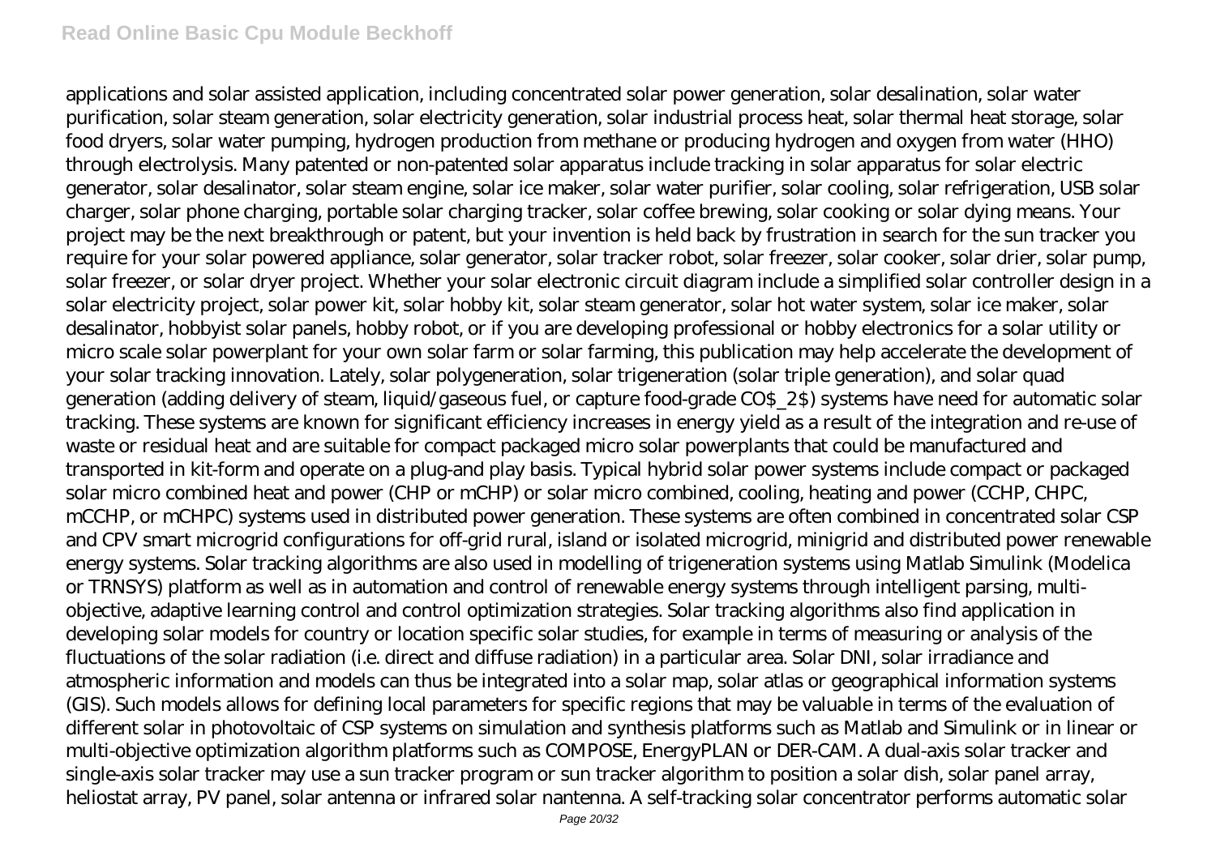applications and solar assisted application, including concentrated solar power generation, solar desalination, solar water purification, solar steam generation, solar electricity generation, solar industrial process heat, solar thermal heat storage, solar food dryers, solar water pumping, hydrogen production from methane or producing hydrogen and oxygen from water (HHO) through electrolysis. Many patented or non-patented solar apparatus include tracking in solar apparatus for solar electric generator, solar desalinator, solar steam engine, solar ice maker, solar water purifier, solar cooling, solar refrigeration, USB solar charger, solar phone charging, portable solar charging tracker, solar coffee brewing, solar cooking or solar dying means. Your project may be the next breakthrough or patent, but your invention is held back by frustration in search for the sun tracker you require for your solar powered appliance, solar generator, solar tracker robot, solar freezer, solar cooker, solar drier, solar pump, solar freezer, or solar dryer project. Whether your solar electronic circuit diagram include a simplified solar controller design in a solar electricity project, solar power kit, solar hobby kit, solar steam generator, solar hot water system, solar ice maker, solar desalinator, hobbyist solar panels, hobby robot, or if you are developing professional or hobby electronics for a solar utility or micro scale solar powerplant for your own solar farm or solar farming, this publication may help accelerate the development of your solar tracking innovation. Lately, solar polygeneration, solar trigeneration (solar triple generation), and solar quad generation (adding delivery of steam, liquid/gaseous fuel, or capture food-grade $CO_2$) systems have need for automatic solar tracking. These systems are known for significant efficiency increases in energy yield as a result of the integration and re-use of waste or residual heat and are suitable for compact packaged micro solar powerplants that could be manufactured and transported in kit-form and operate on a plug-and play basis. Typical hybrid solar power systems include compact or packaged solar micro combined heat and power (CHP or mCHP) or solar micro combined, cooling, heating and power (CCHP, CHPC, mCCHP, or mCHPC) systems used in distributed power generation. These systems are often combined in concentrated solar CSP and CPV smart microgrid configurations for off-grid rural, island or isolated microgrid, minigrid and distributed power renewable energy systems. Solar tracking algorithms are also used in modelling of trigeneration systems using Matlab Simulink (Modelica or TRNSYS) platform as well as in automation and control of renewable energy systems through intelligent parsing, multi-objective, adaptive learning control and control optimization strategies. Solar tracking algorithms also find application in developing solar models for country or location specific solar studies, for example in terms of measuring or analysis of the fluctuations of the solar radiation (i.e. direct and diffuse radiation) in a particular area. Solar DNI, solar irradiance and atmospheric information and models can thus be integrated into a solar map, solar atlas or geographical information systems (GIS). Such models allows for defining local parameters for specific regions that may be valuable in terms of the evaluation of different solar in photovoltaic of CSP systems on simulation and synthesis platforms such as Matlab and Simulink or in linear or multi-objective optimization algorithm platforms such as COMPOSE, EnergyPLAN or DER-CAM. A dual-axis solar tracker and single-axis solar tracker may use a sun tracker program or sun tracker algorithm to position a solar dish, solar panel array, heliostat array, PV panel, solar antenna or infrared solar nantenna. A self-tracking solar concentrator performs automatic solar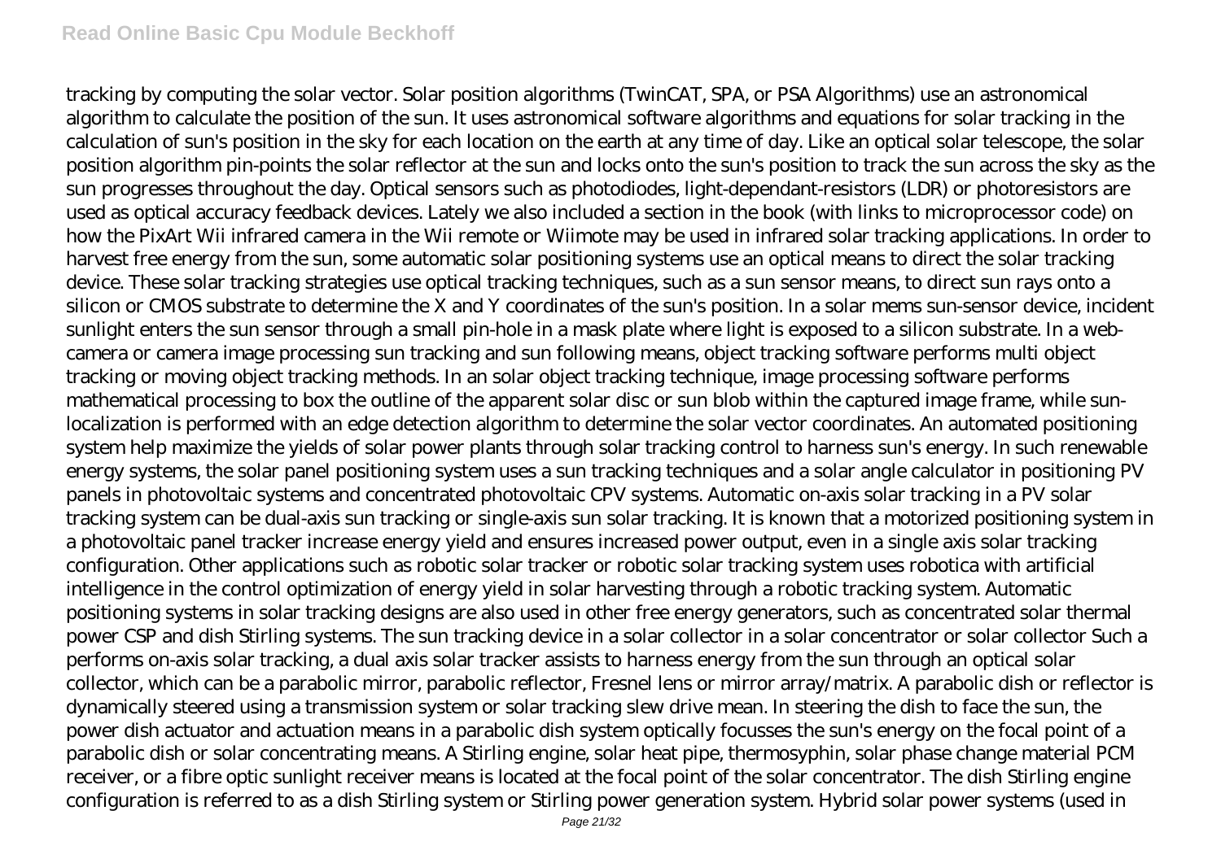tracking by computing the solar vector. Solar position algorithms (TwinCAT, SPA, or PSA Algorithms) use an astronomical algorithm to calculate the position of the sun. It uses astronomical software algorithms and equations for solar tracking in the calculation of sun's position in the sky for each location on the earth at any time of day. Like an optical solar telescope, the solar position algorithm pin-points the solar reflector at the sun and locks onto the sun's position to track the sun across the sky as the sun progresses throughout the day. Optical sensors such as photodiodes, light-dependant-resistors (LDR) or photoresistors are used as optical accuracy feedback devices. Lately we also included a section in the book (with links to microprocessor code) on how the PixArt Wii infrared camera in the Wii remote or Wiimote may be used in infrared solar tracking applications. In order to harvest free energy from the sun, some automatic solar positioning systems use an optical means to direct the solar tracking device. These solar tracking strategies use optical tracking techniques, such as a sun sensor means, to direct sun rays onto a silicon or CMOS substrate to determine the X and Y coordinates of the sun's position. In a solar mems sun-sensor device, incident sunlight enters the sun sensor through a small pin-hole in a mask plate where light is exposed to a silicon substrate. In a web-camera or camera image processing sun tracking and sun following means, object tracking software performs multi object tracking or moving object tracking methods. In an solar object tracking technique, image processing software performs mathematical processing to box the outline of the apparent solar disc or sun blob within the captured image frame, while sun-localization is performed with an edge detection algorithm to determine the solar vector coordinates. An automated positioning system help maximize the yields of solar power plants through solar tracking control to harness sun's energy. In such renewable energy systems, the solar panel positioning system uses a sun tracking techniques and a solar angle calculator in positioning PV panels in photovoltaic systems and concentrated photovoltaic CPV systems. Automatic on-axis solar tracking in a PV solar tracking system can be dual-axis sun tracking or single-axis sun solar tracking. It is known that a motorized positioning system in a photovoltaic panel tracker increase energy yield and ensures increased power output, even in a single axis solar tracking configuration. Other applications such as robotic solar tracker or robotic solar tracking system uses robotica with artificial intelligence in the control optimization of energy yield in solar harvesting through a robotic tracking system. Automatic positioning systems in solar tracking designs are also used in other free energy generators, such as concentrated solar thermal power CSP and dish Stirling systems. The sun tracking device in a solar collector in a solar concentrator or solar collector Such a performs on-axis solar tracking, a dual axis solar tracker assists to harness energy from the sun through an optical solar collector, which can be a parabolic mirror, parabolic reflector, Fresnel lens or mirror array/matrix. A parabolic dish or reflector is dynamically steered using a transmission system or solar tracking slew drive mean. In steering the dish to face the sun, the power dish actuator and actuation means in a parabolic dish system optically focusses the sun's energy on the focal point of a parabolic dish or solar concentrating means. A Stirling engine, solar heat pipe, thermosyphin, solar phase change material PCM receiver, or a fibre optic sunlight receiver means is located at the focal point of the solar concentrator. The dish Stirling engine configuration is referred to as a dish Stirling system or Stirling power generation system. Hybrid solar power systems (used in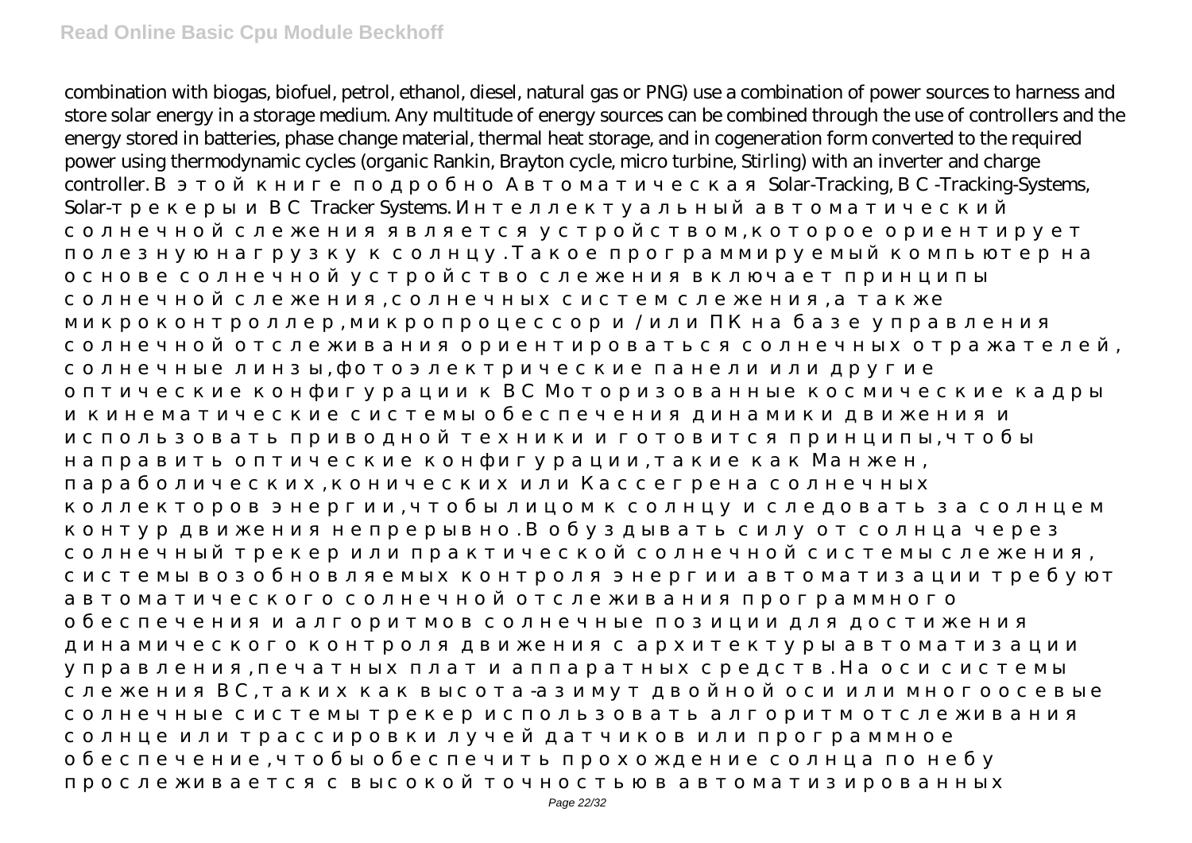combination with biogas, biofuel, petrol, ethanol, diesel, natural gas or PNG) use a combination of power sources to harness and store solar energy in a storage medium. Any multitude of energy sources can be combined through the use of controllers and the energy stored in batteries, phase change material, thermal heat storage, and in cogeneration form converted to the required power using thermodynamic cycles (organic Rankin, Brayton cycle, micro turbine, Stirling) with an inverter and charge controller. В этой книге подробно Автоматическая Solar-Tracking, ВС-Tracking-Systems, Solar-трекеры и ВС Tracker Systems. Интеллектуальный автоматический солнечной слежения является устройством, которое ориентирует полезную нагрузку к солнцу. Такое программируемый компьютер на основе солнечной устройство слежения включает принципы солнечной слежения, солнечных систем слежения, а также микроконтроллер, микропроцессор и/или ПК на базе управления солнечной отслеживания ориентироваться солнечных отражателей, солнечные линзы, фотоэлектрические панели или другие оптические конфигурации к ВС Моторизованные космические кадры и кинематические системы обеспечения динамики движения и использовать приводной техники и готовится принципы, чтобы направить оптические конфигурации, такие как Манжен, параболических, конических или Кассегрена солнечных коллекторов энергии, чтобы лицом к солнцу и следовать за солнцем контур движения непрерывно. В обуздывать силу от солнца через солнечный трекер или практической солнечной системы слежения, системы возобновляемых контроля энергии автоматизации требуют автоматического солнечной отслеживания программного обеспечения и алгоритмов солнечные позиции для достижения динамического контроля движения с архитектуры автоматизации управления, печатных плат и аппаратных средств. На оси системы слежения ВС, таких как высота-азимут двойной оси или многоосевые солнечные системы трекер использовать алгоритм отслеживания солнце или трассировки лучей датчиков или программное обеспечение, чтобы обеспечить прохождение солнца по небу прослеживается с высокой точностью в автоматизированных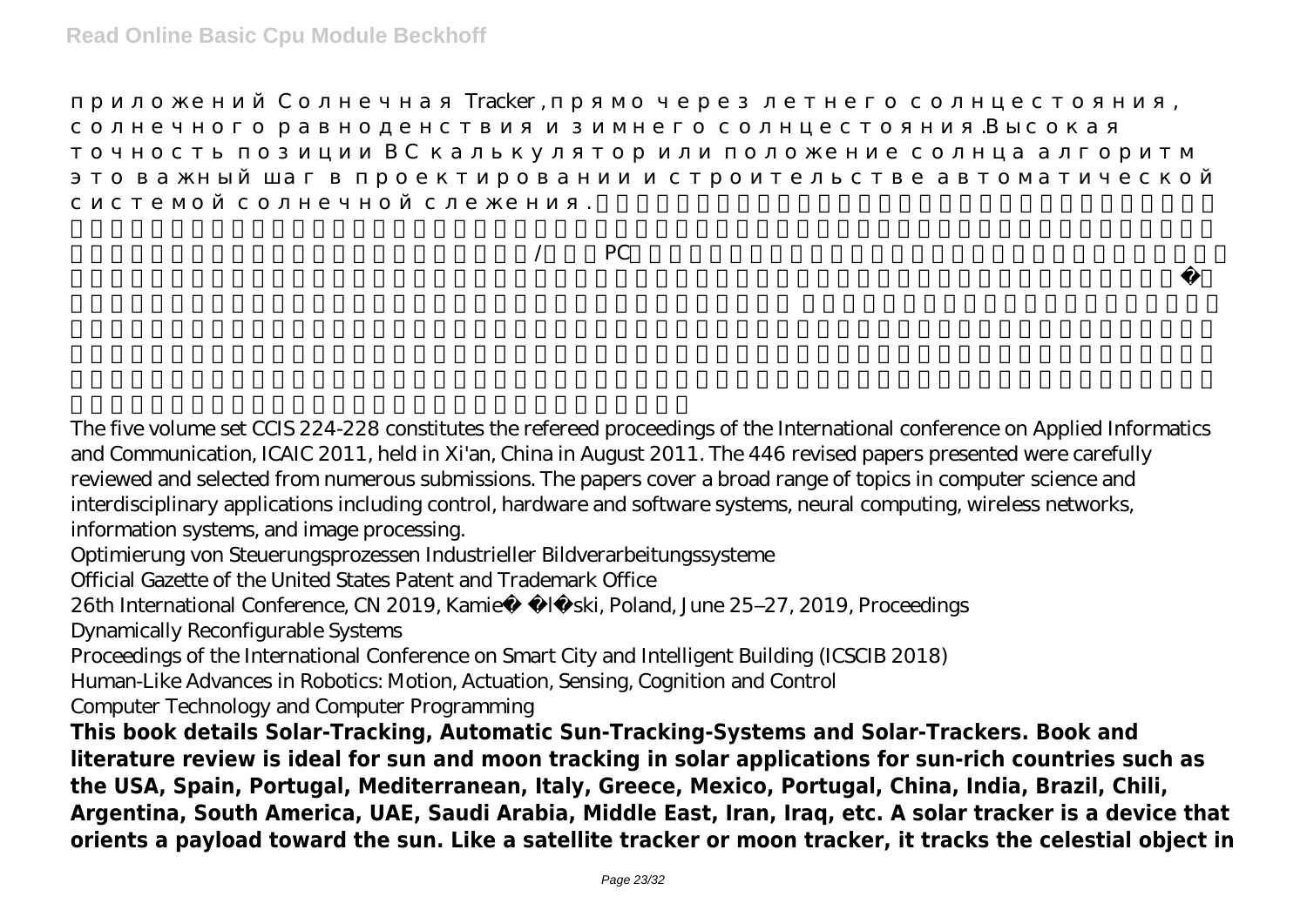приложений Солнечная Tracker, прямо через летнего солнцестояния, солнечного равноденствия и зимнего солнцестояния. Высокая точность позиции ВС калькулятор или положение солнца алгоритм это важный шаг в проектировании и строительстве автоматической системой солнечной слежения.

/ PC

The five volume set CCIS 224-228 constitutes the refereed proceedings of the International conference on Applied Informatics and Communication, ICAIC 2011, held in Xi'an, China in August 2011. The 446 revised papers presented were carefully reviewed and selected from numerous submissions. The papers cover a broad range of topics in computer science and interdisciplinary applications including control, hardware and software systems, neural computing, wireless networks, information systems, and image processing.

Optimierung von Steuerungsprozessen Industrieller Bildverarbeitungssysteme

Official Gazette of the United States Patent and Trademark Office

26th International Conference, CN 2019, Kamie l ski, Poland, June 25–27, 2019, Proceedings

Dynamically Reconfigurable Systems

Proceedings of the International Conference on Smart City and Intelligent Building (ICSCIB 2018)

Human-Like Advances in Robotics: Motion, Actuation, Sensing, Cognition and Control

Computer Technology and Computer Programming

**This book details Solar-Tracking, Automatic Sun-Tracking-Systems and Solar-Trackers. Book and literature review is ideal for sun and moon tracking in solar applications for sun-rich countries such as the USA, Spain, Portugal, Mediterranean, Italy, Greece, Mexico, Portugal, China, India, Brazil, Chili, Argentina, South America, UAE, Saudi Arabia, Middle East, Iran, Iraq, etc. A solar tracker is a device that orients a payload toward the sun. Like a satellite tracker or moon tracker, it tracks the celestial object in**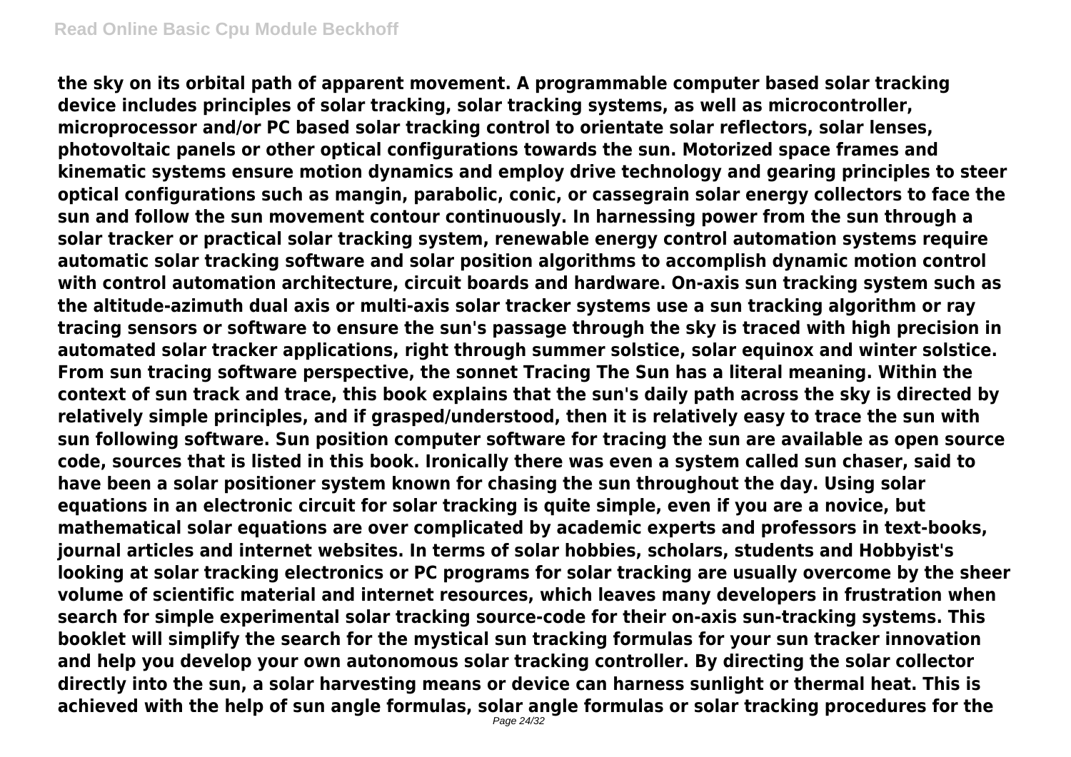**the sky on its orbital path of apparent movement. A programmable computer based solar tracking device includes principles of solar tracking, solar tracking systems, as well as microcontroller, microprocessor and/or PC based solar tracking control to orientate solar reflectors, solar lenses, photovoltaic panels or other optical configurations towards the sun. Motorized space frames and kinematic systems ensure motion dynamics and employ drive technology and gearing principles to steer optical configurations such as mangin, parabolic, conic, or cassegrain solar energy collectors to face the sun and follow the sun movement contour continuously. In harnessing power from the sun through a solar tracker or practical solar tracking system, renewable energy control automation systems require automatic solar tracking software and solar position algorithms to accomplish dynamic motion control with control automation architecture, circuit boards and hardware. On-axis sun tracking system such as the altitude-azimuth dual axis or multi-axis solar tracker systems use a sun tracking algorithm or ray tracing sensors or software to ensure the sun's passage through the sky is traced with high precision in automated solar tracker applications, right through summer solstice, solar equinox and winter solstice. From sun tracing software perspective, the sonnet Tracing The Sun has a literal meaning. Within the context of sun track and trace, this book explains that the sun's daily path across the sky is directed by relatively simple principles, and if grasped/understood, then it is relatively easy to trace the sun with sun following software. Sun position computer software for tracing the sun are available as open source code, sources that is listed in this book. Ironically there was even a system called sun chaser, said to have been a solar positioner system known for chasing the sun throughout the day. Using solar equations in an electronic circuit for solar tracking is quite simple, even if you are a novice, but mathematical solar equations are over complicated by academic experts and professors in text-books, journal articles and internet websites. In terms of solar hobbies, scholars, students and Hobbyist's looking at solar tracking electronics or PC programs for solar tracking are usually overcome by the sheer volume of scientific material and internet resources, which leaves many developers in frustration when search for simple experimental solar tracking source-code for their on-axis sun-tracking systems. This booklet will simplify the search for the mystical sun tracking formulas for your sun tracker innovation and help you develop your own autonomous solar tracking controller. By directing the solar collector directly into the sun, a solar harvesting means or device can harness sunlight or thermal heat. This is achieved with the help of sun angle formulas, solar angle formulas or solar tracking procedures for the**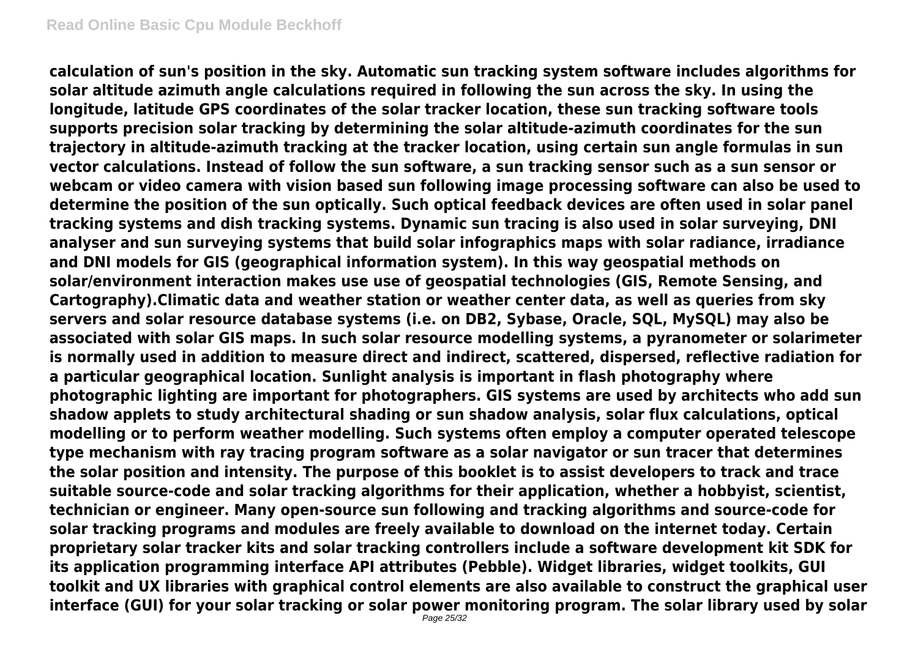**calculation of sun's position in the sky. Automatic sun tracking system software includes algorithms for solar altitude azimuth angle calculations required in following the sun across the sky. In using the longitude, latitude GPS coordinates of the solar tracker location, these sun tracking software tools supports precision solar tracking by determining the solar altitude-azimuth coordinates for the sun trajectory in altitude-azimuth tracking at the tracker location, using certain sun angle formulas in sun vector calculations. Instead of follow the sun software, a sun tracking sensor such as a sun sensor or webcam or video camera with vision based sun following image processing software can also be used to determine the position of the sun optically. Such optical feedback devices are often used in solar panel tracking systems and dish tracking systems. Dynamic sun tracing is also used in solar surveying, DNI analyser and sun surveying systems that build solar infographics maps with solar radiance, irradiance and DNI models for GIS (geographical information system). In this way geospatial methods on solar/environment interaction makes use use of geospatial technologies (GIS, Remote Sensing, and Cartography).Climatic data and weather station or weather center data, as well as queries from sky servers and solar resource database systems (i.e. on DB2, Sybase, Oracle, SQL, MySQL) may also be associated with solar GIS maps. In such solar resource modelling systems, a pyranometer or solarimeter is normally used in addition to measure direct and indirect, scattered, dispersed, reflective radiation for a particular geographical location. Sunlight analysis is important in flash photography where photographic lighting are important for photographers. GIS systems are used by architects who add sun shadow applets to study architectural shading or sun shadow analysis, solar flux calculations, optical modelling or to perform weather modelling. Such systems often employ a computer operated telescope type mechanism with ray tracing program software as a solar navigator or sun tracer that determines the solar position and intensity. The purpose of this booklet is to assist developers to track and trace suitable source-code and solar tracking algorithms for their application, whether a hobbyist, scientist, technician or engineer. Many open-source sun following and tracking algorithms and source-code for solar tracking programs and modules are freely available to download on the internet today. Certain proprietary solar tracker kits and solar tracking controllers include a software development kit SDK for its application programming interface API attributes (Pebble). Widget libraries, widget toolkits, GUI toolkit and UX libraries with graphical control elements are also available to construct the graphical user interface (GUI) for your solar tracking or solar power monitoring program. The solar library used by solar**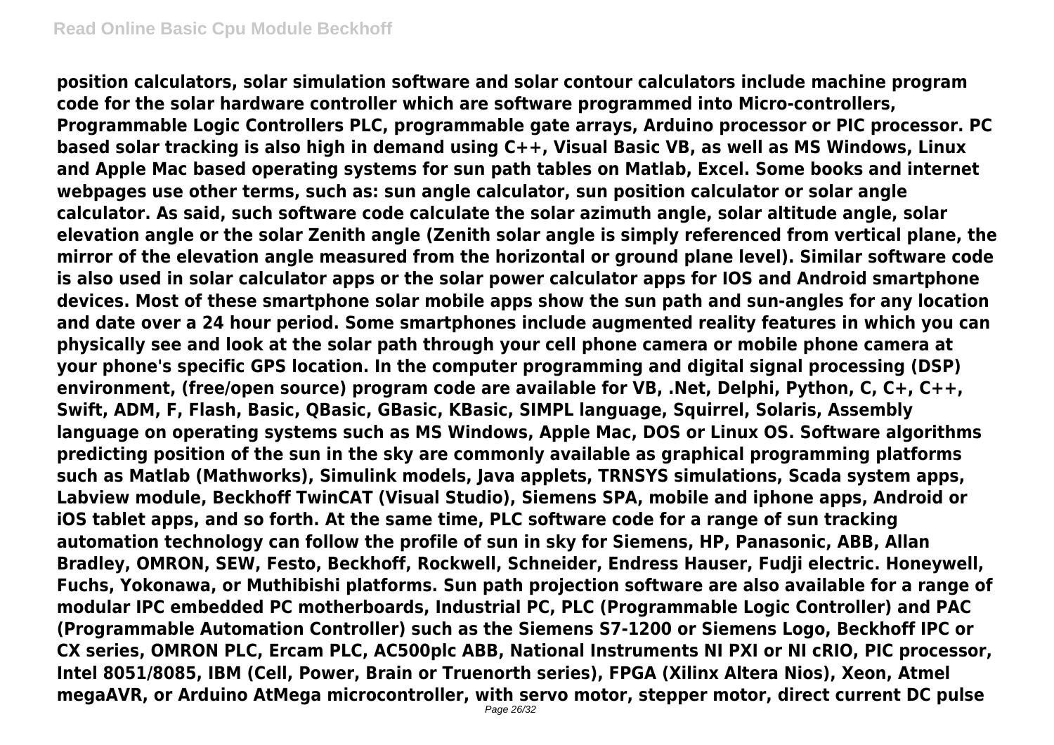**position calculators, solar simulation software and solar contour calculators include machine program code for the solar hardware controller which are software programmed into Micro-controllers, Programmable Logic Controllers PLC, programmable gate arrays, Arduino processor or PIC processor. PC based solar tracking is also high in demand using C++, Visual Basic VB, as well as MS Windows, Linux and Apple Mac based operating systems for sun path tables on Matlab, Excel. Some books and internet webpages use other terms, such as: sun angle calculator, sun position calculator or solar angle calculator. As said, such software code calculate the solar azimuth angle, solar altitude angle, solar elevation angle or the solar Zenith angle (Zenith solar angle is simply referenced from vertical plane, the mirror of the elevation angle measured from the horizontal or ground plane level). Similar software code is also used in solar calculator apps or the solar power calculator apps for IOS and Android smartphone devices. Most of these smartphone solar mobile apps show the sun path and sun-angles for any location and date over a 24 hour period. Some smartphones include augmented reality features in which you can physically see and look at the solar path through your cell phone camera or mobile phone camera at your phone's specific GPS location. In the computer programming and digital signal processing (DSP) environment, (free/open source) program code are available for VB, .Net, Delphi, Python, C, C+, C++, Swift, ADM, F, Flash, Basic, QBasic, GBasic, KBasic, SIMPL language, Squirrel, Solaris, Assembly language on operating systems such as MS Windows, Apple Mac, DOS or Linux OS. Software algorithms predicting position of the sun in the sky are commonly available as graphical programming platforms such as Matlab (Mathworks), Simulink models, Java applets, TRNSYS simulations, Scada system apps, Labview module, Beckhoff TwinCAT (Visual Studio), Siemens SPA, mobile and iphone apps, Android or iOS tablet apps, and so forth. At the same time, PLC software code for a range of sun tracking automation technology can follow the profile of sun in sky for Siemens, HP, Panasonic, ABB, Allan Bradley, OMRON, SEW, Festo, Beckhoff, Rockwell, Schneider, Endress Hauser, Fudji electric. Honeywell, Fuchs, Yokonawa, or Muthibishi platforms. Sun path projection software are also available for a range of modular IPC embedded PC motherboards, Industrial PC, PLC (Programmable Logic Controller) and PAC (Programmable Automation Controller) such as the Siemens S7-1200 or Siemens Logo, Beckhoff IPC or CX series, OMRON PLC, Ercam PLC, AC500plc ABB, National Instruments NI PXI or NI cRIO, PIC processor, Intel 8051/8085, IBM (Cell, Power, Brain or Truenorth series), FPGA (Xilinx Altera Nios), Xeon, Atmel megaAVR, or Arduino AtMega microcontroller, with servo motor, stepper motor, direct current DC pulse**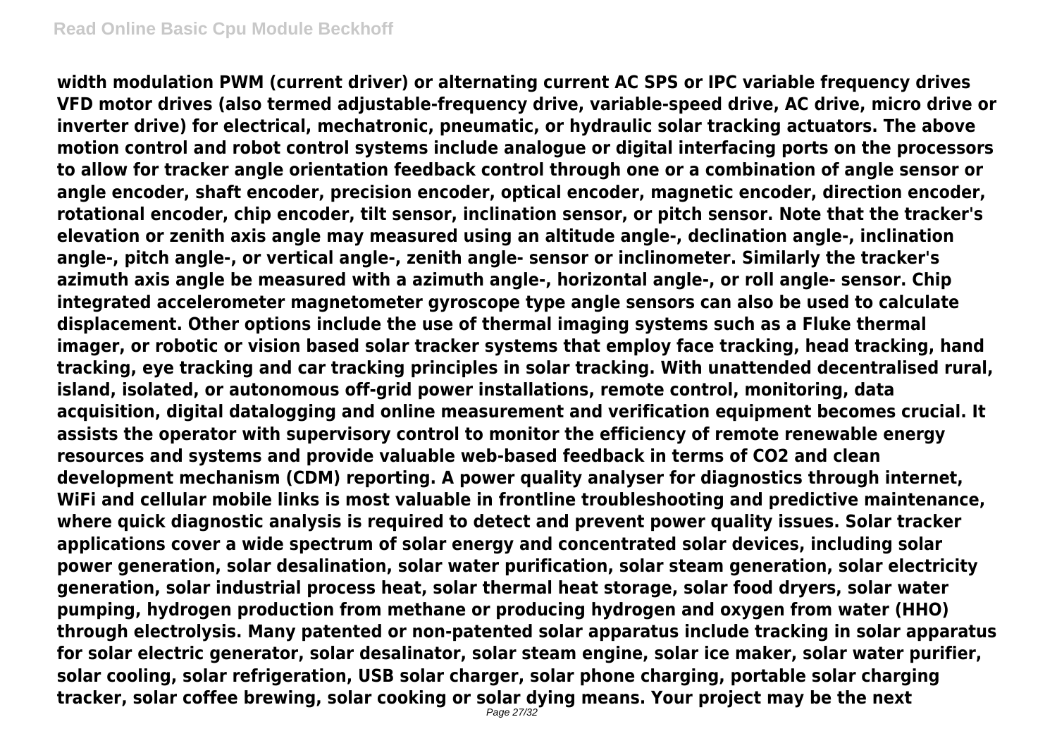**width modulation PWM (current driver) or alternating current AC SPS or IPC variable frequency drives VFD motor drives (also termed adjustable-frequency drive, variable-speed drive, AC drive, micro drive or inverter drive) for electrical, mechatronic, pneumatic, or hydraulic solar tracking actuators. The above motion control and robot control systems include analogue or digital interfacing ports on the processors to allow for tracker angle orientation feedback control through one or a combination of angle sensor or angle encoder, shaft encoder, precision encoder, optical encoder, magnetic encoder, direction encoder, rotational encoder, chip encoder, tilt sensor, inclination sensor, or pitch sensor. Note that the tracker's elevation or zenith axis angle may measured using an altitude angle-, declination angle-, inclination angle-, pitch angle-, or vertical angle-, zenith angle- sensor or inclinometer. Similarly the tracker's azimuth axis angle be measured with a azimuth angle-, horizontal angle-, or roll angle- sensor. Chip integrated accelerometer magnetometer gyroscope type angle sensors can also be used to calculate displacement. Other options include the use of thermal imaging systems such as a Fluke thermal imager, or robotic or vision based solar tracker systems that employ face tracking, head tracking, hand tracking, eye tracking and car tracking principles in solar tracking. With unattended decentralised rural, island, isolated, or autonomous off-grid power installations, remote control, monitoring, data acquisition, digital datalogging and online measurement and verification equipment becomes crucial. It assists the operator with supervisory control to monitor the efficiency of remote renewable energy resources and systems and provide valuable web-based feedback in terms of $CO_2$ and clean development mechanism (CDM) reporting. A power quality analyser for diagnostics through internet, WiFi and cellular mobile links is most valuable in frontline troubleshooting and predictive maintenance, where quick diagnostic analysis is required to detect and prevent power quality issues. Solar tracker applications cover a wide spectrum of solar energy and concentrated solar devices, including solar power generation, solar desalination, solar water purification, solar steam generation, solar electricity generation, solar industrial process heat, solar thermal heat storage, solar food dryers, solar water pumping, hydrogen production from methane or producing hydrogen and oxygen from water (HHO) through electrolysis. Many patented or non-patented solar apparatus include tracking in solar apparatus for solar electric generator, solar desalinator, solar steam engine, solar ice maker, solar water purifier, solar cooling, solar refrigeration, USB solar charger, solar phone charging, portable solar charging tracker, solar coffee brewing, solar cooking or solar dying means. Your project may be the next**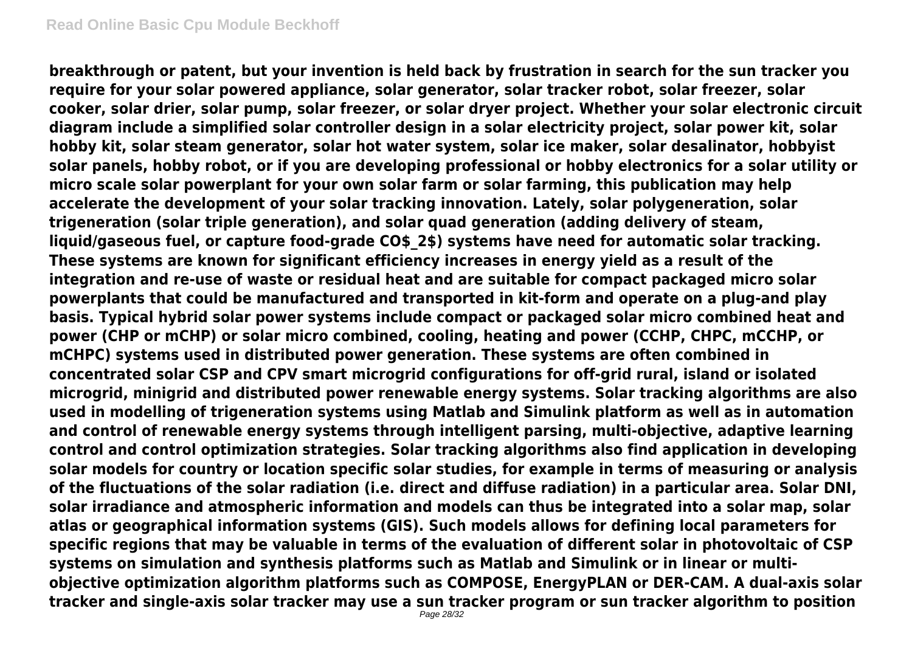**breakthrough or patent, but your invention is held back by frustration in search for the sun tracker you require for your solar powered appliance, solar generator, solar tracker robot, solar freezer, solar cooker, solar drier, solar pump, solar freezer, or solar dryer project. Whether your solar electronic circuit diagram include a simplified solar controller design in a solar electricity project, solar power kit, solar hobby kit, solar steam generator, solar hot water system, solar ice maker, solar desalinator, hobbyist solar panels, hobby robot, or if you are developing professional or hobby electronics for a solar utility or micro scale solar powerplant for your own solar farm or solar farming, this publication may help accelerate the development of your solar tracking innovation. Lately, solar polygeneration, solar trigeneration (solar triple generation), and solar quad generation (adding delivery of steam, liquid/gaseous fuel, or capture food-grade $CO_2$) systems have need for automatic solar tracking. These systems are known for significant efficiency increases in energy yield as a result of the integration and re-use of waste or residual heat and are suitable for compact packaged micro solar powerplants that could be manufactured and transported in kit-form and operate on a plug-and play basis. Typical hybrid solar power systems include compact or packaged solar micro combined heat and power (CHP or mCHP) or solar micro combined, cooling, heating and power (CCHP, CHPC, mCCHP, or mCHPC) systems used in distributed power generation. These systems are often combined in concentrated solar CSP and CPV smart microgrid configurations for off-grid rural, island or isolated microgrid, minigrid and distributed power renewable energy systems. Solar tracking algorithms are also used in modelling of trigeneration systems using Matlab and Simulink platform as well as in automation and control of renewable energy systems through intelligent parsing, multi-objective, adaptive learning control and control optimization strategies. Solar tracking algorithms also find application in developing solar models for country or location specific solar studies, for example in terms of measuring or analysis of the fluctuations of the solar radiation (i.e. direct and diffuse radiation) in a particular area. Solar DNI, solar irradiance and atmospheric information and models can thus be integrated into a solar map, solar atlas or geographical information systems (GIS). Such models allows for defining local parameters for specific regions that may be valuable in terms of the evaluation of different solar in photovoltaic of CSP systems on simulation and synthesis platforms such as Matlab and Simulink or in linear or multi-objective optimization algorithm platforms such as COMPOSE, EnergyPLAN or DER-CAM. A dual-axis solar tracker and single-axis solar tracker may use a sun tracker program or sun tracker algorithm to position**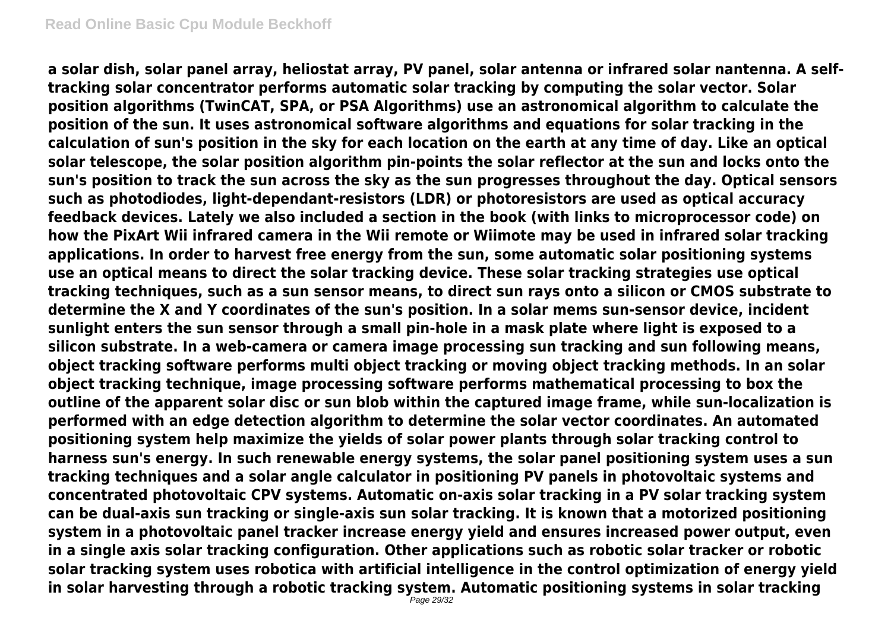**a solar dish, solar panel array, heliostat array, PV panel, solar antenna or infrared solar nantenna. A self-tracking solar concentrator performs automatic solar tracking by computing the solar vector. Solar position algorithms (TwinCAT, SPA, or PSA Algorithms) use an astronomical algorithm to calculate the position of the sun. It uses astronomical software algorithms and equations for solar tracking in the calculation of sun's position in the sky for each location on the earth at any time of day. Like an optical solar telescope, the solar position algorithm pin-points the solar reflector at the sun and locks onto the sun's position to track the sun across the sky as the sun progresses throughout the day. Optical sensors such as photodiodes, light-dependant-resistors (LDR) or photoresistors are used as optical accuracy feedback devices. Lately we also included a section in the book (with links to microprocessor code) on how the PixArt Wii infrared camera in the Wii remote or Wiimote may be used in infrared solar tracking applications. In order to harvest free energy from the sun, some automatic solar positioning systems use an optical means to direct the solar tracking device. These solar tracking strategies use optical tracking techniques, such as a sun sensor means, to direct sun rays onto a silicon or CMOS substrate to determine the X and Y coordinates of the sun's position. In a solar mems sun-sensor device, incident sunlight enters the sun sensor through a small pin-hole in a mask plate where light is exposed to a silicon substrate. In a web-camera or camera image processing sun tracking and sun following means, object tracking software performs multi object tracking or moving object tracking methods. In an solar object tracking technique, image processing software performs mathematical processing to box the outline of the apparent solar disc or sun blob within the captured image frame, while sun-localization is performed with an edge detection algorithm to determine the solar vector coordinates. An automated positioning system help maximize the yields of solar power plants through solar tracking control to harness sun's energy. In such renewable energy systems, the solar panel positioning system uses a sun tracking techniques and a solar angle calculator in positioning PV panels in photovoltaic systems and concentrated photovoltaic CPV systems. Automatic on-axis solar tracking in a PV solar tracking system can be dual-axis sun tracking or single-axis sun solar tracking. It is known that a motorized positioning system in a photovoltaic panel tracker increase energy yield and ensures increased power output, even in a single axis solar tracking configuration. Other applications such as robotic solar tracker or robotic solar tracking system uses robotica with artificial intelligence in the control optimization of energy yield in solar harvesting through a robotic tracking system. Automatic positioning systems in solar tracking**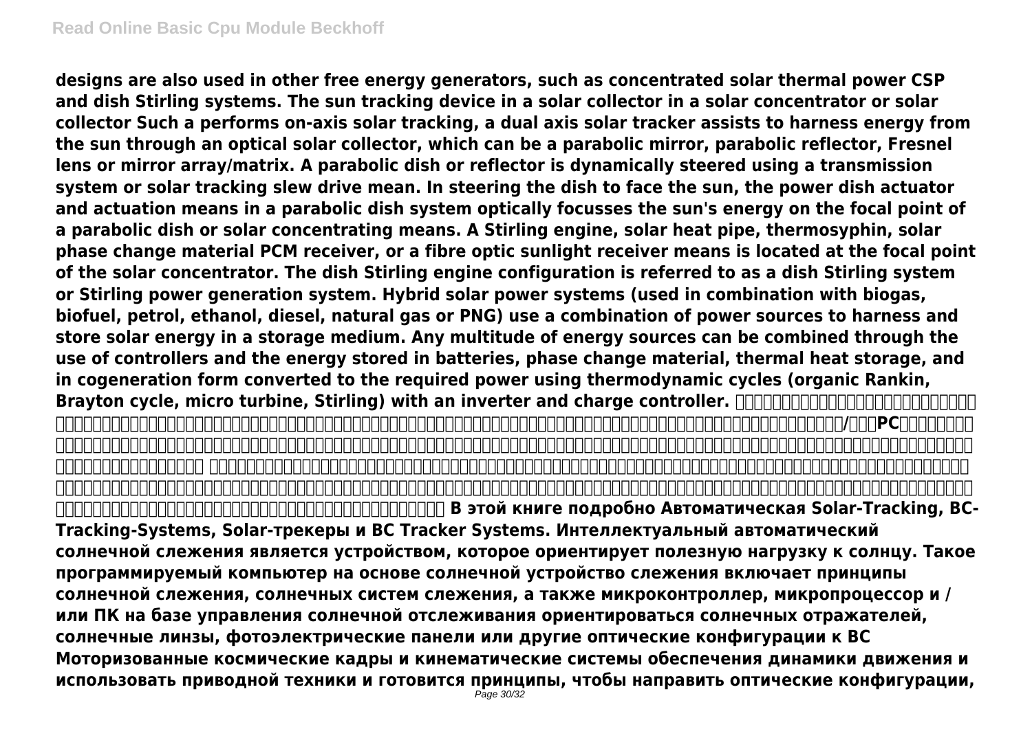designs are also used in other free energy generators, such as concentrated solar thermal power CSP and dish Stirling systems. The sun tracking device in a solar collector in a solar concentrator or solar collector Such a performs on-axis solar tracking, a dual axis solar tracker assists to harness energy from the sun through an optical solar collector, which can be a parabolic mirror, parabolic reflector, Fresnel lens or mirror array/matrix. A parabolic dish or reflector is dynamically steered using a transmission system or solar tracking slew drive mean. In steering the dish to face the sun, the power dish actuator and actuation means in a parabolic dish system optically focusses the sun's energy on the focal point of a parabolic dish or solar concentrating means. A Stirling engine, solar heat pipe, thermosyphin, solar phase change material PCM receiver, or a fibre optic sunlight receiver means is located at the focal point of the solar concentrator. The dish Stirling engine configuration is referred to as a dish Stirling system or Stirling power generation system. Hybrid solar power systems (used in combination with biogas, biofuel, petrol, ethanol, diesel, natural gas or PNG) use a combination of power sources to harness and store solar energy in a storage medium. Any multitude of energy sources can be combined through the use of controllers and the energy stored in batteries, phase change material, thermal heat storage, and in cogeneration form converted to the required power using thermodynamic cycles (organic Rankin, Brayton cycle, micro turbine, Stirling) with an inverter and charge controller. В этой книге подробно Автоматическая Solar-Tracking, ВС-Tracking-Systems, Solar-трекеры и ВС Tracker Systems. Интеллектуальный автоматический солнечной слежения является устройством, которое ориентирует полезную нагрузку к солнцу. Такое программируемый компьютер на основе солнечной устройство слежения включает принципы солнечной слежения, солнечных систем слежения, а также микроконтроллер, микропроцессор и / или ПК на базе управления солнечной отслеживания ориентироваться солнечных отражателей, солнечные линзы, фотоэлектрические панели или другие оптические конфигурации к ВС Моторизованные космические кадры и кинематические системы обеспечения динамики движения и использовать приводной техники и готовится принципы, чтобы направить оптические конфигурации,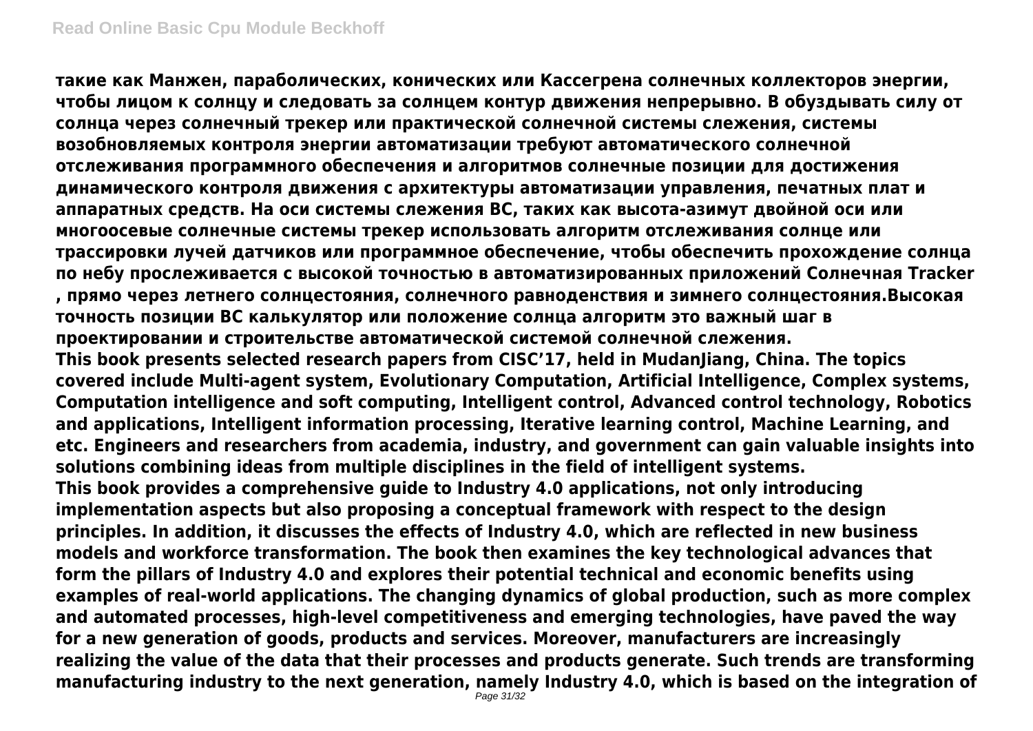**такие как Манжен, параболических, конических или Кассегрена солнечных коллекторов энергии, чтобы лицом к солнцу и следовать за солнцем контур движения непрерывно. В обуздывать силу от солнца через солнечный трекер или практической солнечной системы слежения, системы возобновляемых контроля энергии автоматизации требуют автоматического солнечной отслеживания программного обеспечения и алгоритмов солнечные позиции для достижения динамического контроля движения с архитектуры автоматизации управления, печатных плат и аппаратных средств. На оси системы слежения ВС, таких как высота-азимут двойной оси или многоосевые солнечные системы трекер использовать алгоритм отслеживания солнце или трассировки лучей датчиков или программное обеспечение, чтобы обеспечить прохождение солнца по небу прослеживается с высокой точностью в автоматизированных приложений Солнечная Tracker , прямо через летнего солнцестояния, солнечного равноденствия и зимнего солнцестояния.Высокая точность позиции ВС калькулятор или положение солнца алгоритм это важный шаг в проектировании и строительстве автоматической системой солнечной слежения.**

**This book presents selected research papers from CISC'17, held in MudanJiang, China. The topics covered include Multi-agent system, Evolutionary Computation, Artificial Intelligence, Complex systems, Computation intelligence and soft computing, Intelligent control, Advanced control technology, Robotics and applications, Intelligent information processing, Iterative learning control, Machine Learning, and etc. Engineers and researchers from academia, industry, and government can gain valuable insights into solutions combining ideas from multiple disciplines in the field of intelligent systems.**

**This book provides a comprehensive guide to Industry 4.0 applications, not only introducing implementation aspects but also proposing a conceptual framework with respect to the design principles. In addition, it discusses the effects of Industry 4.0, which are reflected in new business models and workforce transformation. The book then examines the key technological advances that form the pillars of Industry 4.0 and explores their potential technical and economic benefits using examples of real-world applications. The changing dynamics of global production, such as more complex and automated processes, high-level competitiveness and emerging technologies, have paved the way for a new generation of goods, products and services. Moreover, manufacturers are increasingly realizing the value of the data that their processes and products generate. Such trends are transforming manufacturing industry to the next generation, namely Industry 4.0, which is based on the integration of**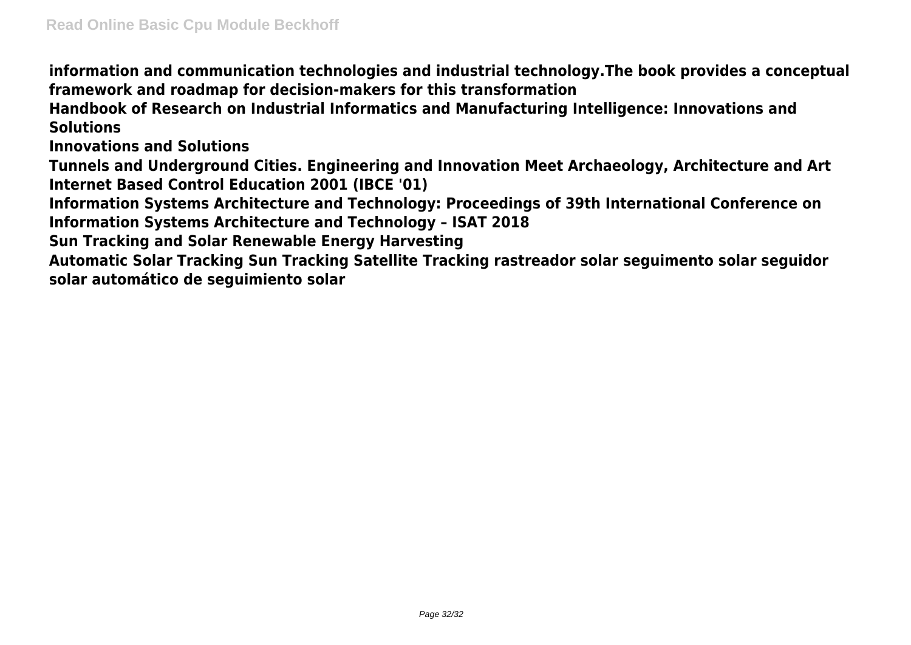**information and communication technologies and industrial technology.The book provides a conceptual framework and roadmap for decision-makers for this transformation**

**Handbook of Research on Industrial Informatics and Manufacturing Intelligence: Innovations and Solutions**

**Innovations and Solutions**

**Tunnels and Underground Cities. Engineering and Innovation Meet Archaeology, Architecture and Art**

**Internet Based Control Education 2001 (IBCE '01)**

**Information Systems Architecture and Technology: Proceedings of 39th International Conference on Information Systems Architecture and Technology – ISAT 2018**

**Sun Tracking and Solar Renewable Energy Harvesting**

**Automatic Solar Tracking Sun Tracking Satellite Tracking rastreador solar seguimento solar seguidor solar automático de seguimiento solar**